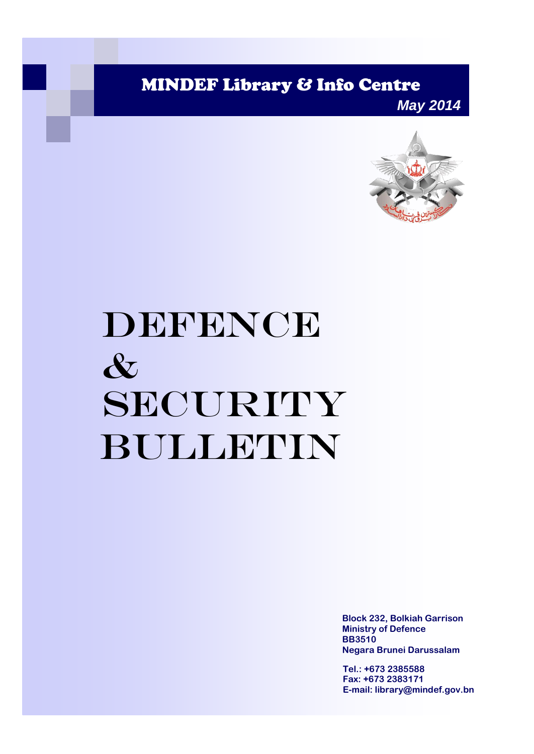MINDEF Library & Info Centre

*May 2014*

# DEFENCE & SECURITY BULLETIN

**Block 232, Bolkiah Garrison**
**Ministry of Defence**
**BB3510**
**Negara Brunei Darussalam**

**Tel.: +673 2385588**
**Fax: +673 2383171**
**E-mail: library@mindef.gov.bn**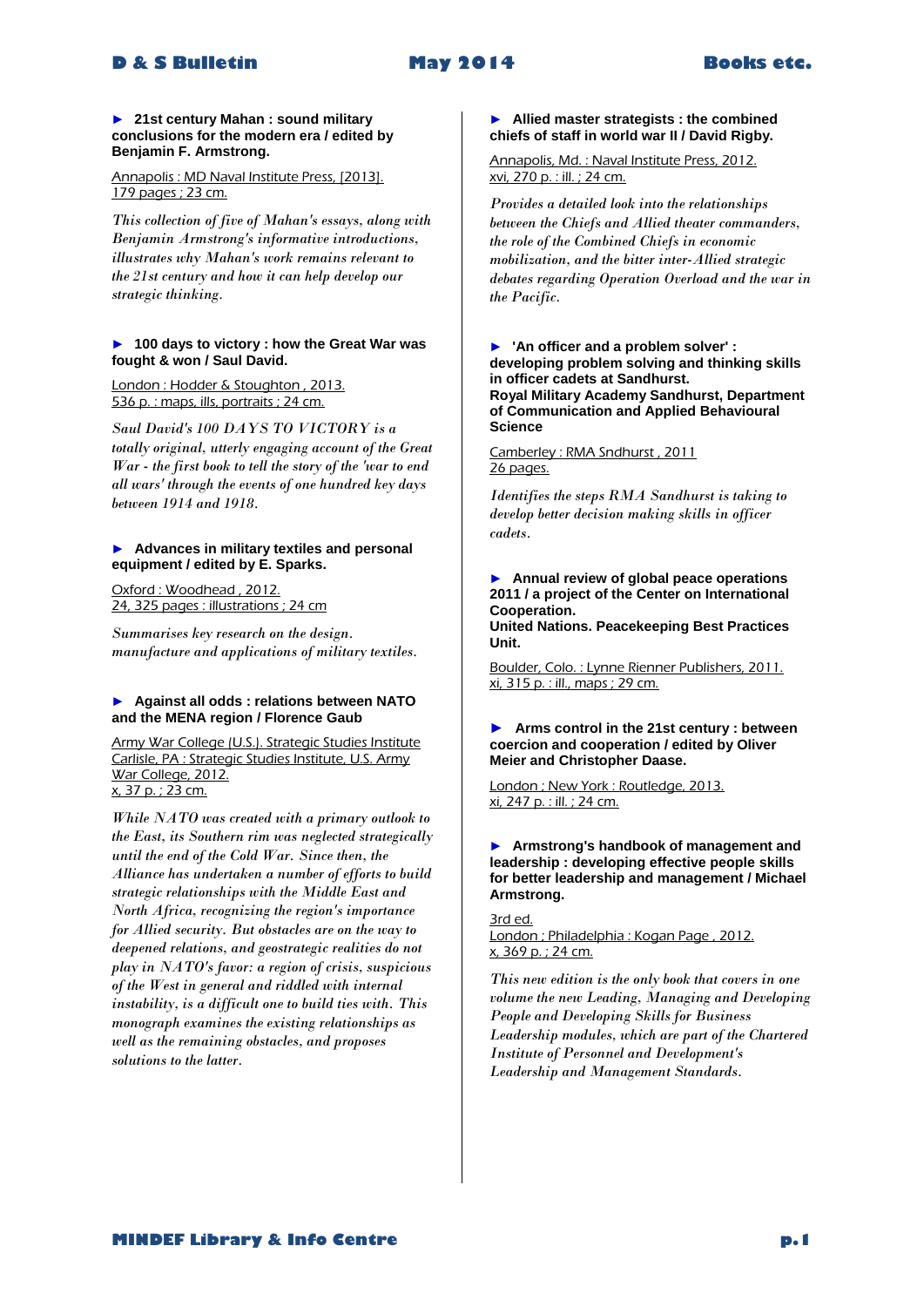► **21st century Mahan : sound military conclusions for the modern era / edited by Benjamin F. Armstrong.**

Annapolis : MD Naval Institute Press, [2013].
179 pages ; 23 cm.

*This collection of five of Mahan's essays, along with Benjamin Armstrong's informative introductions, illustrates why Mahan's work remains relevant to the 21st century and how it can help develop our strategic thinking.*

► **100 days to victory : how the Great War was fought & won / Saul David.**

London : Hodder & Stoughton , 2013.
536 p. : maps, ills, portraits ; 24 cm.

*Saul David's 100 DAYS TO VICTORY is a totally original, utterly engaging account of the Great War - the first book to tell the story of the 'war to end all wars' through the events of one hundred key days between 1914 and 1918.*

► **Advances in military textiles and personal equipment / edited by E. Sparks.**

Oxford : Woodhead , 2012.
24, 325 pages : illustrations ; 24 cm

*Summarises key research on the design. manufacture and applications of military textiles.*

► **Against all odds : relations between NATO and the MENA region / Florence Gaub**

Army War College (U.S.). Strategic Studies Institute
Carlisle, PA : Strategic Studies Institute, U.S. Army War College, 2012.
x, 37 p. ; 23 cm.

*While NATO was created with a primary outlook to the East, its Southern rim was neglected strategically until the end of the Cold War. Since then, the Alliance has undertaken a number of efforts to build strategic relationships with the Middle East and North Africa, recognizing the region's importance for Allied security. But obstacles are on the way to deepened relations, and geostrategic realities do not play in NATO's favor: a region of crisis, suspicious of the West in general and riddled with internal instability, is a difficult one to build ties with. This monograph examines the existing relationships as well as the remaining obstacles, and proposes solutions to the latter.*

► **Allied master strategists : the combined chiefs of staff in world war II / David Rigby.**

Annapolis, Md. : Naval Institute Press, 2012.
xvi, 270 p. : ill. ; 24 cm.

*Provides a detailed look into the relationships between the Chiefs and Allied theater commanders, the role of the Combined Chiefs in economic mobilization, and the bitter inter-Allied strategic debates regarding Operation Overload and the war in the Pacific.*

► **'An officer and a problem solver' : developing problem solving and thinking skills in officer cadets at Sandhurst.**
**Royal Military Academy Sandhurst, Department of Communication and Applied Behavioural Science**

Camberley : RMA Sndhurst , 2011
26 pages.

*Identifies the steps RMA Sandhurst is taking to develop better decision making skills in officer cadets.*

► **Annual review of global peace operations 2011 / a project of the Center on International Cooperation.**
**United Nations. Peacekeeping Best Practices Unit.**

Boulder, Colo. : Lynne Rienner Publishers, 2011.
xi, 315 p. : ill., maps ; 29 cm.

► **Arms control in the 21st century : between coercion and cooperation / edited by Oliver Meier and Christopher Daase.**

London ; New York : Routledge, 2013.
xi, 247 p. : ill. ; 24 cm.

► **Armstrong's handbook of management and leadership : developing effective people skills for better leadership and management / Michael Armstrong.**

3rd ed.
London ; Philadelphia : Kogan Page , 2012.
x, 369 p. ; 24 cm.

*This new edition is the only book that covers in one volume the new Leading, Managing and Developing People and Developing Skills for Business Leadership modules, which are part of the Chartered Institute of Personnel and Development's Leadership and Management Standards.*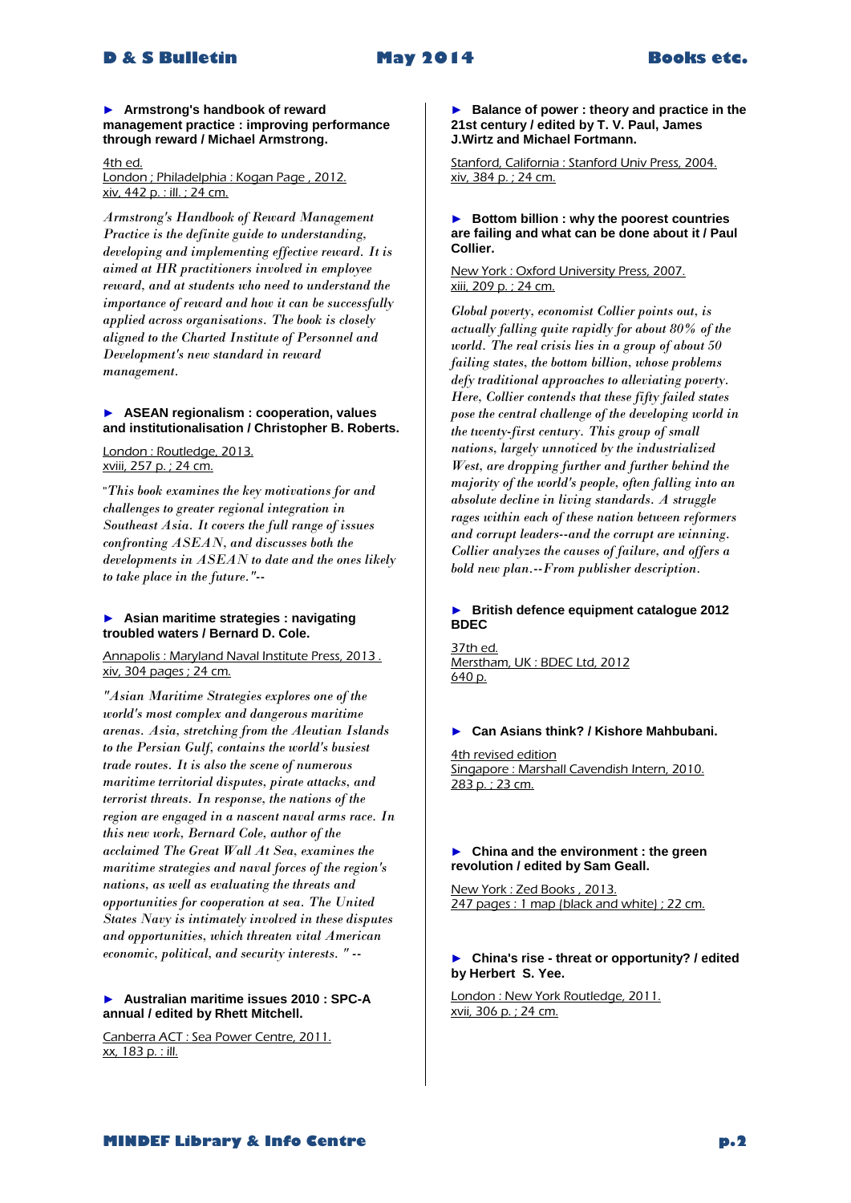► **Armstrong's handbook of reward management practice : improving performance through reward / Michael Armstrong.**

4th ed.
London ; Philadelphia : Kogan Page , 2012.
xiv, 442 p. : ill. ; 24 cm.

*Armstrong's Handbook of Reward Management Practice is the definite guide to understanding, developing and implementing effective reward. It is aimed at HR practitioners involved in employee reward, and at students who need to understand the importance of reward and how it can be successfully applied across organisations. The book is closely aligned to the Charted Institute of Personnel and Development's new standard in reward management.*

► **ASEAN regionalism : cooperation, values and institutionalisation / Christopher B. Roberts.**

London : Routledge, 2013.
xviii, 257 p. ; 24 cm.

*"This book examines the key motivations for and challenges to greater regional integration in Southeast Asia. It covers the full range of issues confronting ASEAN, and discusses both the developments in ASEAN to date and the ones likely to take place in the future."--*

► **Asian maritime strategies : navigating troubled waters / Bernard D. Cole.**

Annapolis : Maryland Naval Institute Press, 2013 .
xiv, 304 pages ; 24 cm.

*"Asian Maritime Strategies explores one of the world's most complex and dangerous maritime arenas. Asia, stretching from the Aleutian Islands to the Persian Gulf, contains the world's busiest trade routes. It is also the scene of numerous maritime territorial disputes, pirate attacks, and terrorist threats. In response, the nations of the region are engaged in a nascent naval arms race. In this new work, Bernard Cole, author of the acclaimed The Great Wall At Sea, examines the maritime strategies and naval forces of the region's nations, as well as evaluating the threats and opportunities for cooperation at sea. The United States Navy is intimately involved in these disputes and opportunities, which threaten vital American economic, political, and security interests. " --*

► **Australian maritime issues 2010 : SPC-A annual / edited by Rhett Mitchell.**

Canberra ACT : Sea Power Centre, 2011.
xx, 183 p. : ill.

► **Balance of power : theory and practice in the 21st century / edited by T. V. Paul, James J.Wirtz and Michael Fortmann.**

Stanford, California : Stanford Univ Press, 2004.
xiv, 384 p. ; 24 cm.

► **Bottom billion : why the poorest countries are failing and what can be done about it / Paul Collier.**

New York : Oxford University Press, 2007.
xiii, 209 p. ; 24 cm.

*Global poverty, economist Collier points out, is actually falling quite rapidly for about 80% of the world. The real crisis lies in a group of about 50 failing states, the bottom billion, whose problems defy traditional approaches to alleviating poverty. Here, Collier contends that these fifty failed states pose the central challenge of the developing world in the twenty-first century. This group of small nations, largely unnoticed by the industrialized West, are dropping further and further behind the majority of the world's people, often falling into an absolute decline in living standards. A struggle rages within each of these nation between reformers and corrupt leaders--and the corrupt are winning. Collier analyzes the causes of failure, and offers a bold new plan.--From publisher description.*

► **British defence equipment catalogue 2012 BDEC**

37th ed.
Merstham, UK : BDEC Ltd, 2012
640 p.

► **Can Asians think? / Kishore Mahbubani.**

4th revised edition
Singapore : Marshall Cavendish Intern, 2010.
283 p. ; 23 cm.

► **China and the environment : the green revolution / edited by Sam Geall.**

New York : Zed Books , 2013.
247 pages : 1 map (black and white) ; 22 cm.

► **China's rise - threat or opportunity? / edited by Herbert S. Yee.**

London : New York Routledge, 2011.
xvii, 306 p. ; 24 cm.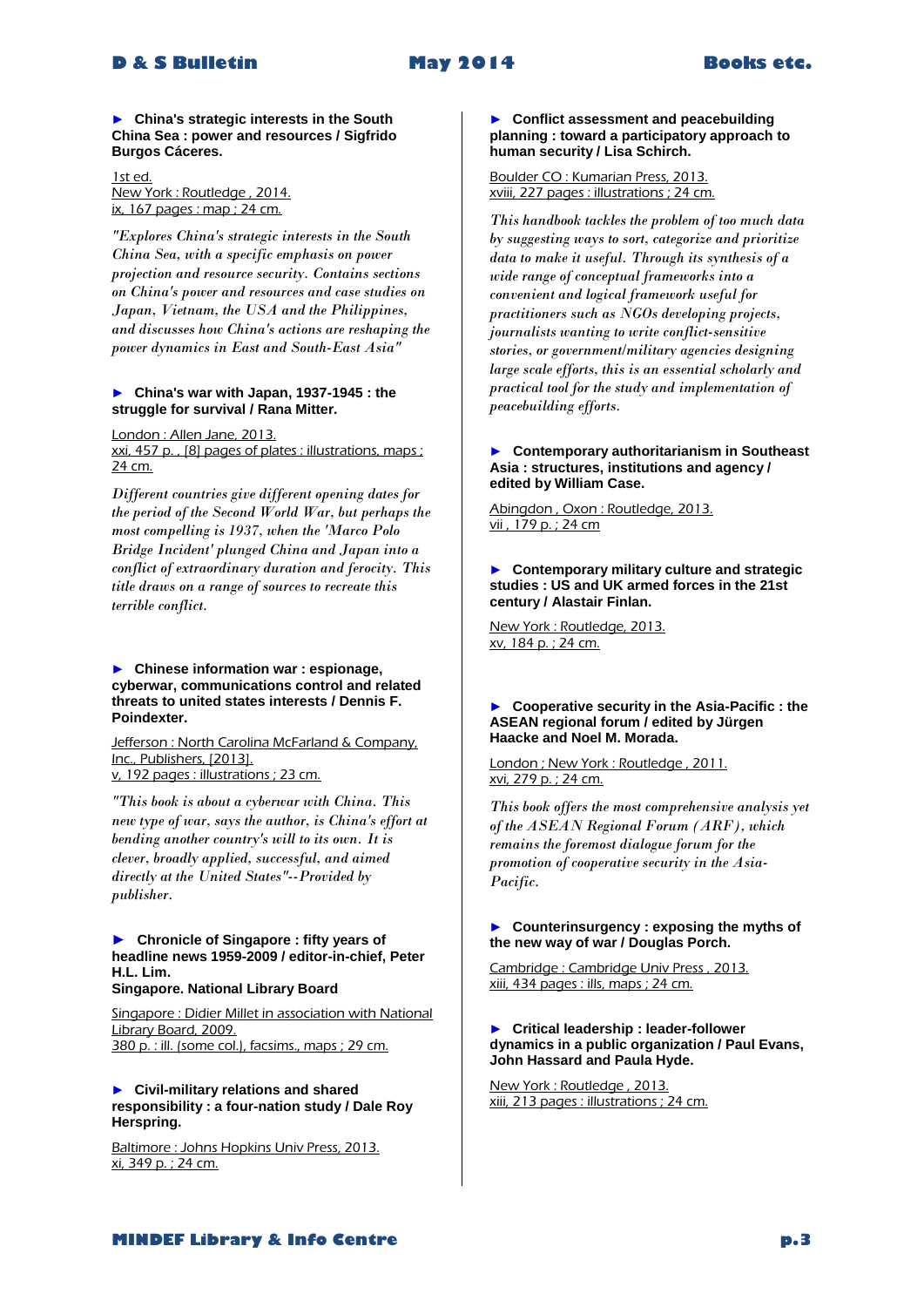► **China's strategic interests in the South China Sea : power and resources / Sigfrido Burgos Cáceres.**

1st ed.
New York : Routledge , 2014.
ix, 167 pages : map ; 24 cm.

*"Explores China's strategic interests in the South China Sea, with a specific emphasis on power projection and resource security. Contains sections on China's power and resources and case studies on Japan, Vietnam, the USA and the Philippines, and discusses how China's actions are reshaping the power dynamics in East and South-East Asia"*

► **China's war with Japan, 1937-1945 : the struggle for survival / Rana Mitter.**

London : Allen Jane, 2013.
xxi, 457 p. , [8] pages of plates : illustrations, maps ; 24 cm.

*Different countries give different opening dates for the period of the Second World War, but perhaps the most compelling is 1937, when the 'Marco Polo Bridge Incident' plunged China and Japan into a conflict of extraordinary duration and ferocity. This title draws on a range of sources to recreate this terrible conflict.*

► **Chinese information war : espionage, cyberwar, communications control and related threats to united states interests / Dennis F. Poindexter.**

Jefferson : North Carolina McFarland & Company, Inc., Publishers, [2013].
v, 192 pages : illustrations ; 23 cm.

*"This book is about a cyberwar with China. This new type of war, says the author, is China's effort at bending another country's will to its own. It is clever, broadly applied, successful, and aimed directly at the United States"--Provided by publisher.*

► **Chronicle of Singapore : fifty years of headline news 1959-2009 / editor-in-chief, Peter H.L. Lim.**
**Singapore. National Library Board**

Singapore : Didier Millet in association with National Library Board, 2009.
380 p. : ill. (some col.), facsims., maps ; 29 cm.

► **Civil-military relations and shared responsibility : a four-nation study / Dale Roy Herspring.**

Baltimore : Johns Hopkins Univ Press, 2013.
xi, 349 p. ; 24 cm.

► **Conflict assessment and peacebuilding planning : toward a participatory approach to human security / Lisa Schirch.**

Boulder CO : Kumarian Press, 2013.
xviii, 227 pages : illustrations ; 24 cm.

*This handbook tackles the problem of too much data by suggesting ways to sort, categorize and prioritize data to make it useful. Through its synthesis of a wide range of conceptual frameworks into a convenient and logical framework useful for practitioners such as NGOs developing projects, journalists wanting to write conflict-sensitive stories, or government/military agencies designing large scale efforts, this is an essential scholarly and practical tool for the study and implementation of peacebuilding efforts.*

► **Contemporary authoritarianism in Southeast Asia : structures, institutions and agency / edited by William Case.**

Abingdon , Oxon : Routledge, 2013.
vii , 179 p. ; 24 cm

► **Contemporary military culture and strategic studies : US and UK armed forces in the 21st century / Alastair Finlan.**

New York : Routledge, 2013.
xv, 184 p. ; 24 cm.

► **Cooperative security in the Asia-Pacific : the ASEAN regional forum / edited by Jürgen Haacke and Noel M. Morada.**

London ; New York : Routledge , 2011.
xvi, 279 p. ; 24 cm.

*This book offers the most comprehensive analysis yet of the ASEAN Regional Forum (ARF), which remains the foremost dialogue forum for the promotion of cooperative security in the Asia-Pacific.*

► **Counterinsurgency : exposing the myths of the new way of war / Douglas Porch.**

Cambridge : Cambridge Univ Press , 2013.
xiii, 434 pages : ills, maps ; 24 cm.

► **Critical leadership : leader-follower dynamics in a public organization / Paul Evans, John Hassard and Paula Hyde.**

New York : Routledge , 2013.
xiii, 213 pages : illustrations ; 24 cm.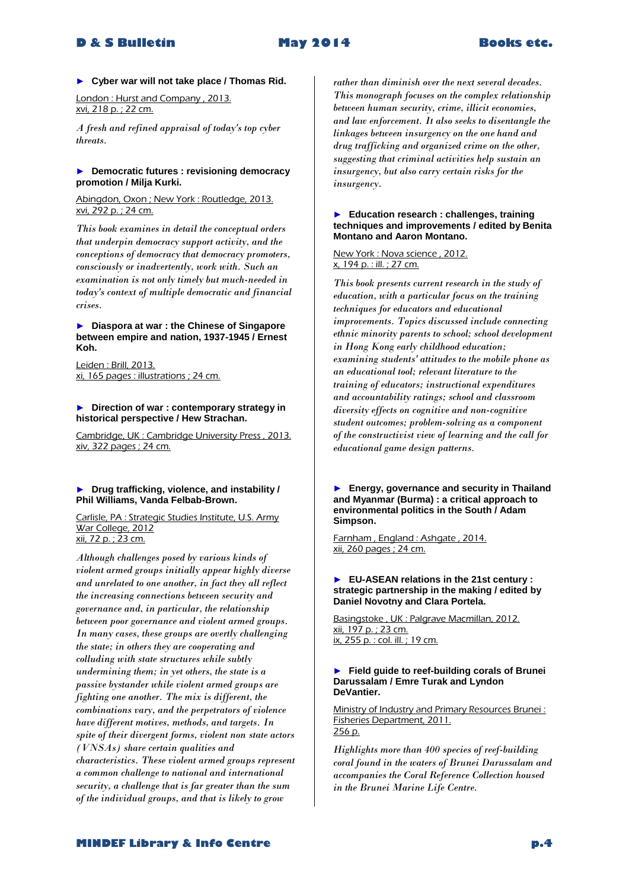► **Cyber war will not take place / Thomas Rid.**

London : Hurst and Company , 2013.
xvi, 218 p. ; 22 cm.

*A fresh and refined appraisal of today's top cyber threats.*

► **Democratic futures : revisioning democracy promotion / Milja Kurki.**

Abingdon, Oxon ; New York : Routledge, 2013.
xvi, 292 p. ; 24 cm.

*This book examines in detail the conceptual orders that underpin democracy support activity, and the conceptions of democracy that democracy promoters, consciously or inadvertently, work with. Such an examination is not only timely but much-needed in today's context of multiple democratic and financial crises.*

► **Diaspora at war : the Chinese of Singapore between empire and nation, 1937-1945 / Ernest Koh.**

Leiden : Brill, 2013.
xi, 165 pages : illustrations ; 24 cm.

► **Direction of war : contemporary strategy in historical perspective / Hew Strachan.**

Cambridge, UK : Cambridge University Press , 2013.
xiv, 322 pages ; 24 cm.

► **Drug trafficking, violence, and instability / Phil Williams, Vanda Felbab-Brown.**

Carlisle, PA : Strategic Studies Institute, U.S. Army War College, 2012
xii, 72 p. ; 23 cm.

*Although challenges posed by various kinds of violent armed groups initially appear highly diverse and unrelated to one another, in fact they all reflect the increasing connections between security and governance and, in particular, the relationship between poor governance and violent armed groups. In many cases, these groups are overtly challenging the state; in others they are cooperating and colluding with state structures while subtly undermining them; in yet others, the state is a passive bystander while violent armed groups are fighting one another. The mix is different, the combinations vary, and the perpetrators of violence have different motives, methods, and targets. In spite of their divergent forms, violent non state actors (VNSAs) share certain qualities and characteristics. These violent armed groups represent a common challenge to national and international security, a challenge that is far greater than the sum of the individual groups, and that is likely to grow rather than diminish over the next several decades. This monograph focuses on the complex relationship between human security, crime, illicit economies, and law enforcement. It also seeks to disentangle the linkages between insurgency on the one hand and drug trafficking and organized crime on the other, suggesting that criminal activities help sustain an insurgency, but also carry certain risks for the insurgency.*

► **Education research : challenges, training techniques and improvements / edited by Benita Montano and Aaron Montano.**

New York : Nova science , 2012.
x, 194 p. : ill. ; 27 cm.

*This book presents current research in the study of education, with a particular focus on the training techniques for educators and educational improvements. Topics discussed include connecting ethnic minority parents to school; school development in Hong Kong early childhood education; examining students' attitudes to the mobile phone as an educational tool; relevant literature to the training of educators; instructional expenditures and accountability ratings; school and classroom diversity effects on cognitive and non-cognitive student outcomes; problem-solving as a component of the constructivist view of learning and the call for educational game design patterns.*

► **Energy, governance and security in Thailand and Myanmar (Burma) : a critical approach to environmental politics in the South / Adam Simpson.**

Farnham , England : Ashgate , 2014.
xii, 260 pages ; 24 cm.

► **EU-ASEAN relations in the 21st century : strategic partnership in the making / edited by Daniel Novotny and Clara Portela.**

Basingstoke , UK : Palgrave Macmillan, 2012.
xii, 197 p. ; 23 cm.
ix, 255 p. : col. ill. ; 19 cm.

► **Field guide to reef-building corals of Brunei Darussalam / Emre Turak and Lyndon DeVantier.**

Ministry of Industry and Primary Resources Brunei : Fisheries Department, 2011.
256 p.

*Highlights more than 400 species of reef-building coral found in the waters of Brunei Darussalam and accompanies the Coral Reference Collection housed in the Brunei Marine Life Centre.*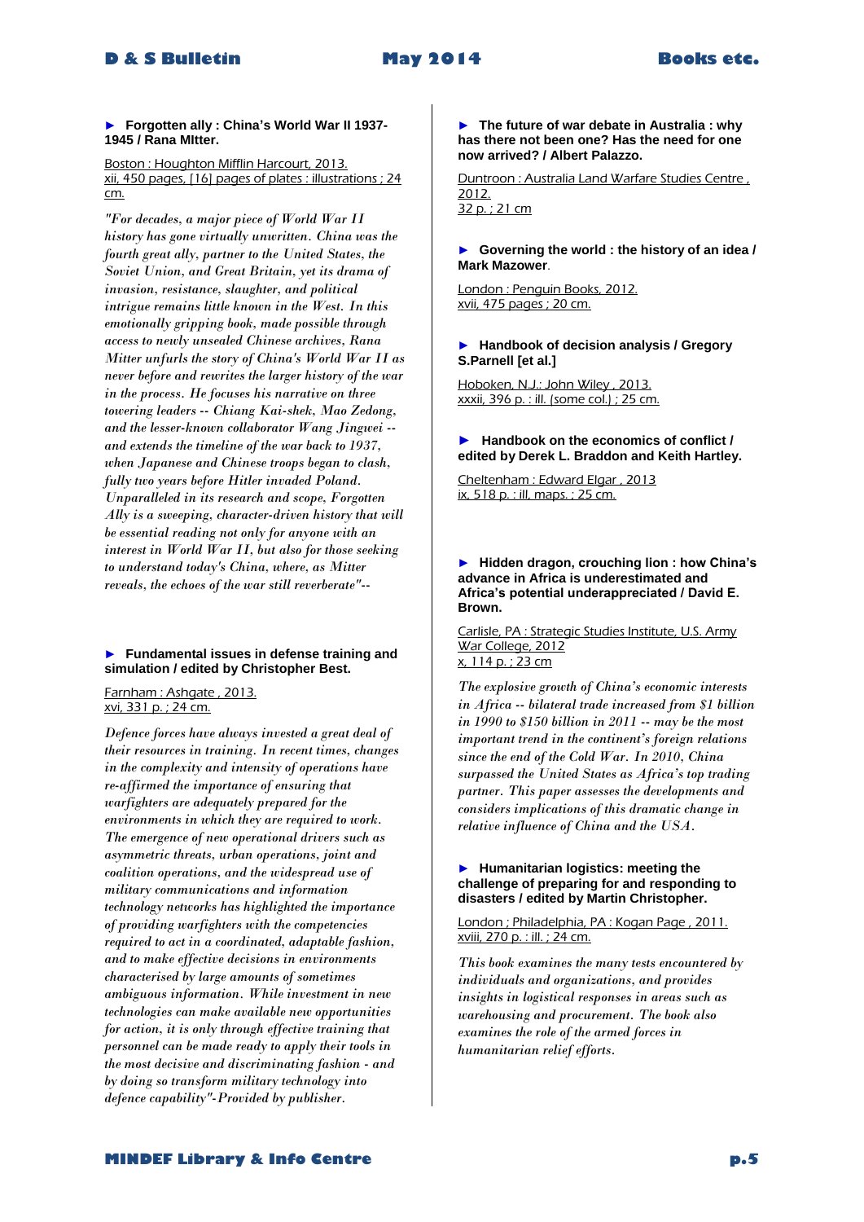► **Forgotten ally : China's World War II 1937-1945 / Rana MItter.**

Boston : Houghton Mifflin Harcourt, 2013.
xii, 450 pages, [16] pages of plates : illustrations ; 24 cm.

*"For decades, a major piece of World War II history has gone virtually unwritten. China was the fourth great ally, partner to the United States, the Soviet Union, and Great Britain, yet its drama of invasion, resistance, slaughter, and political intrigue remains little known in the West. In this emotionally gripping book, made possible through access to newly unsealed Chinese archives, Rana Mitter unfurls the story of China's World War II as never before and rewrites the larger history of the war in the process. He focuses his narrative on three towering leaders -- Chiang Kai-shek, Mao Zedong, and the lesser-known collaborator Wang Jingwei -- and extends the timeline of the war back to 1937, when Japanese and Chinese troops began to clash, fully two years before Hitler invaded Poland. Unparalleled in its research and scope, Forgotten Ally is a sweeping, character-driven history that will be essential reading not only for anyone with an interest in World War II, but also for those seeking to understand today's China, where, as Mitter reveals, the echoes of the war still reverberate"--*

► **Fundamental issues in defense training and simulation / edited by Christopher Best.**

Farnham : Ashgate , 2013.
xvi, 331 p. ; 24 cm.

*Defence forces have always invested a great deal of their resources in training. In recent times, changes in the complexity and intensity of operations have re-affirmed the importance of ensuring that warfighters are adequately prepared for the environments in which they are required to work. The emergence of new operational drivers such as asymmetric threats, urban operations, joint and coalition operations, and the widespread use of military communications and information technology networks has highlighted the importance of providing warfighters with the competencies required to act in a coordinated, adaptable fashion, and to make effective decisions in environments characterised by large amounts of sometimes ambiguous information. While investment in new technologies can make available new opportunities for action, it is only through effective training that personnel can be made ready to apply their tools in the most decisive and discriminating fashion - and by doing so transform military technology into defence capability"-Provided by publisher.*

► **The future of war debate in Australia : why has there not been one? Has the need for one now arrived? / Albert Palazzo.**

Duntroon : Australia Land Warfare Studies Centre , 2012.
32 p. ; 21 cm

► **Governing the world : the history of an idea / Mark Mazower.**

London : Penguin Books, 2012.
xvii, 475 pages ; 20 cm.

► **Handbook of decision analysis / Gregory S.Parnell [et al.]**

Hoboken, N.J.: John Wiley , 2013.
xxxii, 396 p. : ill. (some col.) ; 25 cm.

► **Handbook on the economics of conflict / edited by Derek L. Braddon and Keith Hartley.**

Cheltenham : Edward Elgar , 2013
ix, 518 p. : ill, maps. ; 25 cm.

► **Hidden dragon, crouching lion : how China's advance in Africa is underestimated and Africa's potential underappreciated / David E. Brown.**

Carlisle, PA : Strategic Studies Institute, U.S. Army War College, 2012
x, 114 p. ; 23 cm

*The explosive growth of China's economic interests in Africa -- bilateral trade increased from $1 billion in 1990 to $150 billion in 2011 -- may be the most important trend in the continent's foreign relations since the end of the Cold War. In 2010, China surpassed the United States as Africa's top trading partner. This paper assesses the developments and considers implications of this dramatic change in relative influence of China and the USA.*

► **Humanitarian logistics: meeting the challenge of preparing for and responding to disasters / edited by Martin Christopher.**

London ; Philadelphia, PA : Kogan Page , 2011.
xviii, 270 p. : ill. ; 24 cm.

*This book examines the many tests encountered by individuals and organizations, and provides insights in logistical responses in areas such as warehousing and procurement. The book also examines the role of the armed forces in humanitarian relief efforts.*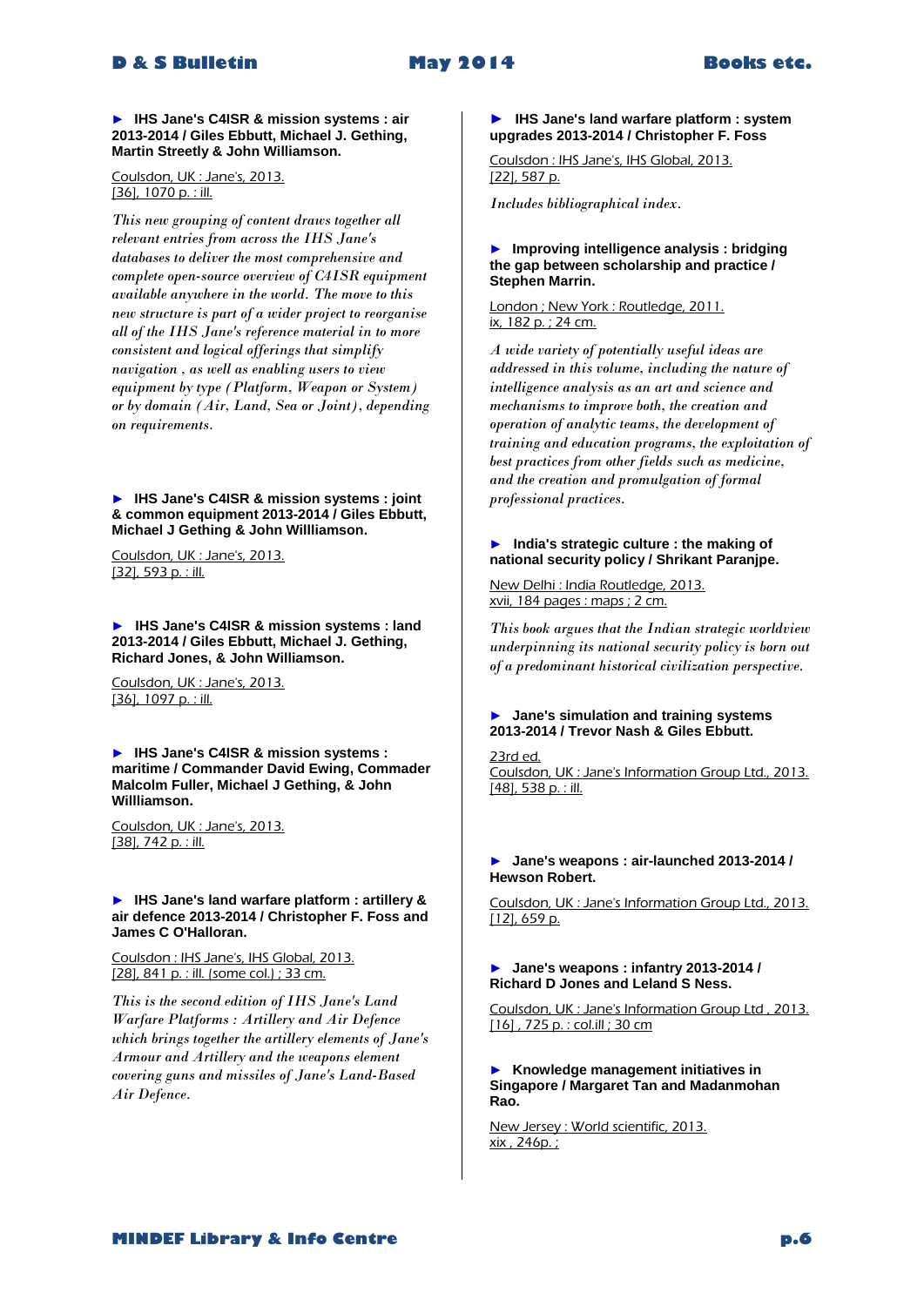► **IHS Jane's C4ISR & mission systems : air 2013-2014 / Giles Ebbutt, Michael J. Gething, Martin Streetly & John Williamson.**

Coulsdon, UK : Jane's, 2013.
[36], 1070 p. : ill.

*This new grouping of content draws together all relevant entries from across the IHS Jane's databases to deliver the most comprehensive and complete open-source overview of C4ISR equipment available anywhere in the world. The move to this new structure is part of a wider project to reorganise all of the IHS Jane's reference material in to more consistent and logical offerings that simplify navigation , as well as enabling users to view equipment by type (Platform, Weapon or System) or by domain (Air, Land, Sea or Joint), depending on requirements.*

► **IHS Jane's C4ISR & mission systems : joint & common equipment 2013-2014 / Giles Ebbutt, Michael J Gething & John Willliamson.**

Coulsdon, UK : Jane's, 2013.
[32], 593 p. : ill.

► **IHS Jane's C4ISR & mission systems : land 2013-2014 / Giles Ebbutt, Michael J. Gething, Richard Jones, & John Williamson.**

Coulsdon, UK : Jane's, 2013.
[36], 1097 p. : ill.

► **IHS Jane's C4ISR & mission systems : maritime / Commander David Ewing, Commader Malcolm Fuller, Michael J Gething, & John Willliamson.**

Coulsdon, UK : Jane's, 2013.
[38], 742 p. : ill.

► **IHS Jane's land warfare platform : artillery & air defence 2013-2014 / Christopher F. Foss and James C O'Halloran.**

Coulsdon : IHS Jane's, IHS Global, 2013.
[28], 841 p. : ill. (some col.) ; 33 cm.

*This is the second edition of IHS Jane's Land Warfare Platforms : Artillery and Air Defence which brings together the artillery elements of Jane's Armour and Artillery and the weapons element covering guns and missiles of Jane's Land-Based Air Defence.*

► **IHS Jane's land warfare platform : system upgrades 2013-2014 / Christopher F. Foss**

Coulsdon : IHS Jane's, IHS Global, 2013.
[22], 587 p.

*Includes bibliographical index.*

► **Improving intelligence analysis : bridging the gap between scholarship and practice / Stephen Marrin.**

London ; New York : Routledge, 2011.
ix, 182 p. ; 24 cm.

*A wide variety of potentially useful ideas are addressed in this volume, including the nature of intelligence analysis as an art and science and mechanisms to improve both, the creation and operation of analytic teams, the development of training and education programs, the exploitation of best practices from other fields such as medicine, and the creation and promulgation of formal professional practices.*

► **India's strategic culture : the making of national security policy / Shrikant Paranjpe.**

New Delhi : India Routledge, 2013.
xvii, 184 pages : maps ; 2 cm.

*This book argues that the Indian strategic worldview underpinning its national security policy is born out of a predominant historical civilization perspective.*

► **Jane's simulation and training systems 2013-2014 / Trevor Nash & Giles Ebbutt.**

23rd ed.
Coulsdon, UK : Jane's Information Group Ltd., 2013.
[48], 538 p. : ill.

► **Jane's weapons : air-launched 2013-2014 / Hewson Robert.**

Coulsdon, UK : Jane's Information Group Ltd., 2013.
[12], 659 p.

► **Jane's weapons : infantry 2013-2014 / Richard D Jones and Leland S Ness.**

Coulsdon, UK : Jane's Information Group Ltd , 2013.
[16] , 725 p. : col.ill ; 30 cm

► **Knowledge management initiatives in Singapore / Margaret Tan and Madanmohan Rao.**

New Jersey : World scientific, 2013.
xix , 246p. ;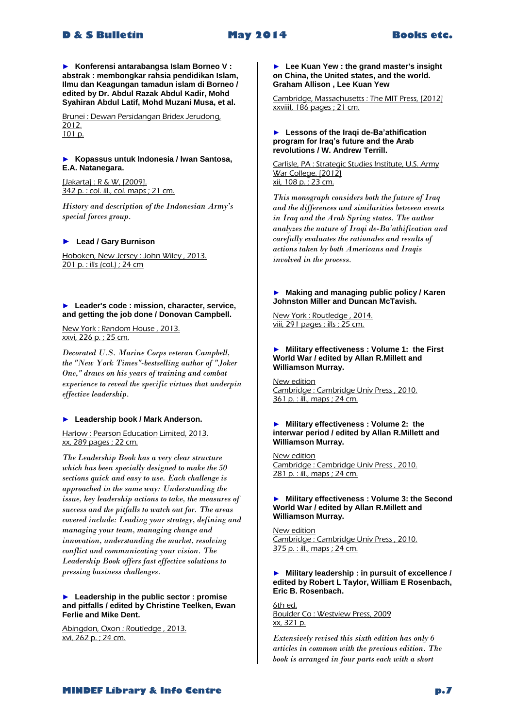► **Konferensi antarabangsa Islam Borneo V : abstrak : membongkar rahsia pendidikan Islam, Ilmu dan Keagungan tamadun islam di Borneo / edited by Dr. Abdul Razak Abdul Kadir, Mohd Syahiran Abdul Latif, Mohd Muzani Musa, et al.**

Brunei : Dewan Persidangan Bridex Jerudong, 2012.
101 p.

► **Kopassus untuk Indonesia / Iwan Santosa, E.A. Natanegara.**

[Jakarta] : R & W, [2009].
342 p. : col. ill., col. maps ; 21 cm.

*History and description of the Indonesian Army's special forces group.*

► **Lead / Gary Burnison**

Hoboken, New Jersey : John Wiley , 2013.
201 p. : ills (col.) ; 24 cm

► **Leader's code : mission, character, service, and getting the job done / Donovan Campbell.**

New York : Random House , 2013.
xxvi, 226 p. ; 25 cm.

*Decorated U.S. Marine Corps veteran Campbell, the "New York Times"-bestselling author of "Joker One," draws on his years of training and combat experience to reveal the specific virtues that underpin effective leadership.*

► **Leadership book / Mark Anderson.**

Harlow : Pearson Education Limited, 2013.
xx, 289 pages ; 22 cm.

*The Leadership Book has a very clear structure which has been specially designed to make the 50 sections quick and easy to use. Each challenge is approached in the same way: Understanding the issue, key leadership actions to take, the measures of success and the pitfalls to watch out for. The areas covered include: Leading your strategy, defining and managing your team, managing change and innovation, understanding the market, resolving conflict and communicating your vision. The Leadership Book offers fast effective solutions to pressing business challenges.*

► **Leadership in the public sector : promise and pitfalls / edited by Christine Teelken, Ewan Ferlie and Mike Dent.**

Abingdon, Oxon : Routledge , 2013.
xvi, 262 p. ; 24 cm.

► **Lee Kuan Yew : the grand master's insight on China, the United states, and the world. Graham Allison , Lee Kuan Yew**

Cambridge, Massachusetts : The MIT Press, [2012]
xxviiii, 186 pages ; 21 cm.

► **Lessons of the Iraqi de-Ba'athification program for Iraq's future and the Arab revolutions / W. Andrew Terrill.**

Carlisle, PA : Strategic Studies Institute, U.S. Army War College, [2012]
xii, 108 p. ; 23 cm.

*This monograph considers both the future of Iraq and the differences and similarities between events in Iraq and the Arab Spring states. The author analyzes the nature of Iraqi de-Ba'athification and carefully evaluates the rationales and results of actions taken by both Americans and Iraqis involved in the process.*

► **Making and managing public policy / Karen Johnston Miller and Duncan McTavish.**

New York : Routledge , 2014.
viii, 291 pages : ills ; 25 cm.

► **Military effectiveness : Volume 1: the First World War / edited by Allan R.Millett and Williamson Murray.**

New edition
Cambridge : Cambridge Univ Press , 2010.
361 p. : ill., maps ; 24 cm.

► **Military effectiveness : Volume 2: the interwar period / edited by Allan R.Millett and Williamson Murray.**

New edition
Cambridge : Cambridge Univ Press , 2010.
281 p. : ill., maps ; 24 cm.

► **Military effectiveness : Volume 3: the Second World War / edited by Allan R.Millett and Williamson Murray.**

New edition
Cambridge : Cambridge Univ Press , 2010.
375 p. : ill., maps ; 24 cm.

► **Military leadership : in pursuit of excellence / edited by Robert L Taylor, William E Rosenbach, Eric B. Rosenbach.**

6th ed.
Boulder Co : Westview Press, 2009
xx, 321 p.

*Extensively revised this sixth edition has only 6 articles in common with the previous edition. The book is arranged in four parts each with a short*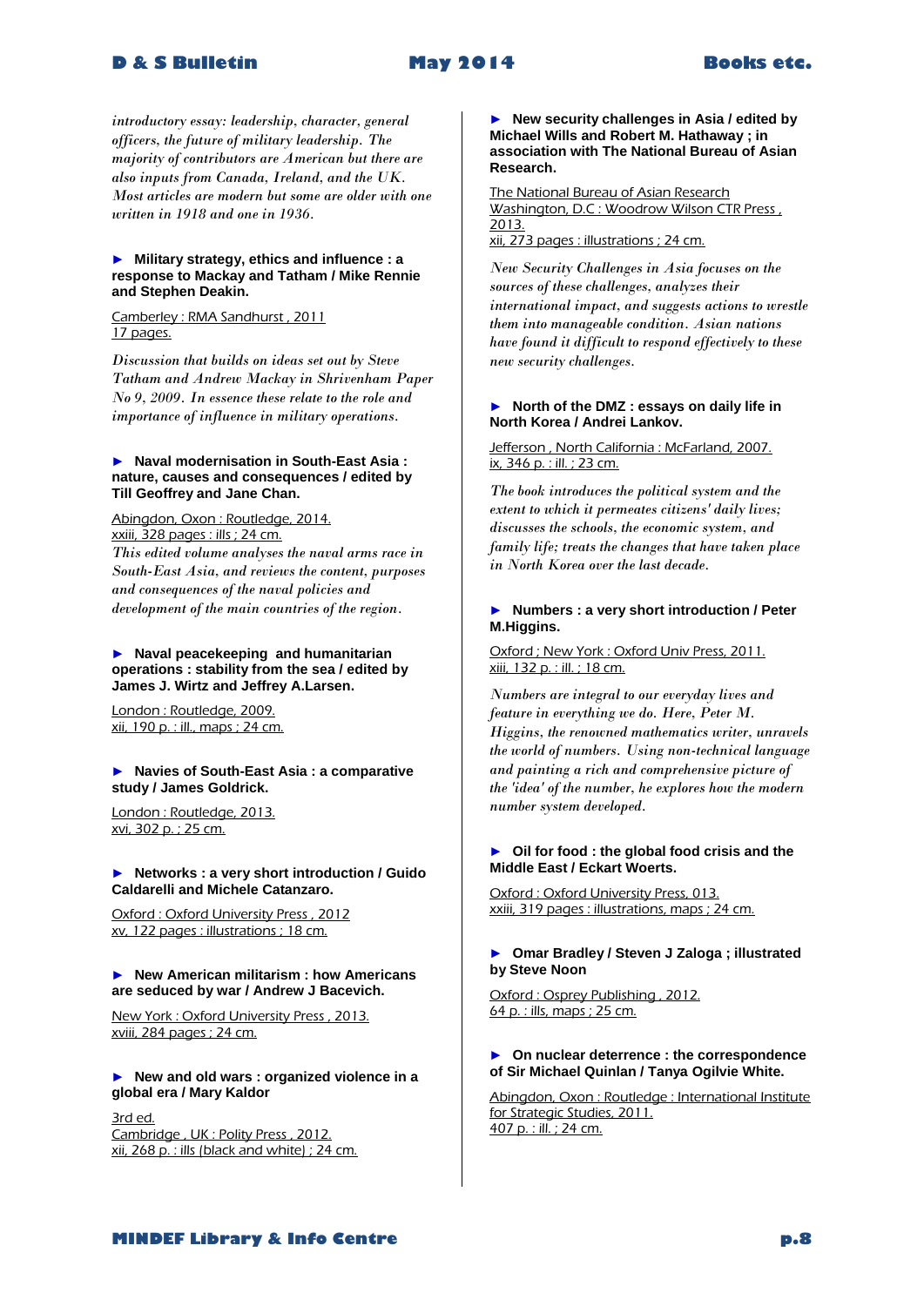*introductory essay: leadership, character, general officers, the future of military leadership. The majority of contributors are American but there are also inputs from Canada, Ireland, and the UK. Most articles are modern but some are older with one written in 1918 and one in 1936.*

► **Military strategy, ethics and influence : a response to Mackay and Tatham / Mike Rennie and Stephen Deakin.**

Camberley : RMA Sandhurst , 2011
17 pages.

*Discussion that builds on ideas set out by Steve Tatham and Andrew Mackay in Shrivenham Paper No 9, 2009. In essence these relate to the role and importance of influence in military operations.*

► **Naval modernisation in South-East Asia : nature, causes and consequences / edited by Till Geoffrey and Jane Chan.**

Abingdon, Oxon : Routledge, 2014.
xxiii, 328 pages : ills ; 24 cm.
*This edited volume analyses the naval arms race in South-East Asia, and reviews the content, purposes and consequences of the naval policies and development of the main countries of the region.*

► **Naval peacekeeping and humanitarian operations : stability from the sea / edited by James J. Wirtz and Jeffrey A.Larsen.**

London : Routledge, 2009.
xii, 190 p. : ill., maps ; 24 cm.

► **Navies of South-East Asia : a comparative study / James Goldrick.**

London : Routledge, 2013.
xvi, 302 p. ; 25 cm.

► **Networks : a very short introduction / Guido Caldarelli and Michele Catanzaro.**

Oxford : Oxford University Press , 2012
xv, 122 pages : illustrations ; 18 cm.

► **New American militarism : how Americans are seduced by war / Andrew J Bacevich.**

New York : Oxford University Press , 2013.
xviii, 284 pages ; 24 cm.

► **New and old wars : organized violence in a global era / Mary Kaldor**

3rd ed.
Cambridge , UK : Polity Press , 2012.
xii, 268 p. : ills (black and white) ; 24 cm.

► **New security challenges in Asia / edited by Michael Wills and Robert M. Hathaway ; in association with The National Bureau of Asian Research.**

The National Bureau of Asian Research
Washington, D.C : Woodrow Wilson CTR Press ,
2013.
xii, 273 pages : illustrations ; 24 cm.

*New Security Challenges in Asia focuses on the sources of these challenges, analyzes their international impact, and suggests actions to wrestle them into manageable condition. Asian nations have found it difficult to respond effectively to these new security challenges.*

► **North of the DMZ : essays on daily life in North Korea / Andrei Lankov.**

Jefferson , North California : McFarland, 2007.
ix, 346 p. : ill. ; 23 cm.

*The book introduces the political system and the extent to which it permeates citizens' daily lives; discusses the schools, the economic system, and family life; treats the changes that have taken place in North Korea over the last decade.*

► **Numbers : a very short introduction / Peter M.Higgins.**

Oxford ; New York : Oxford Univ Press, 2011.
xiii, 132 p. : ill. ; 18 cm.

*Numbers are integral to our everyday lives and feature in everything we do. Here, Peter M. Higgins, the renowned mathematics writer, unravels the world of numbers. Using non-technical language and painting a rich and comprehensive picture of the 'idea' of the number, he explores how the modern number system developed.*

► **Oil for food : the global food crisis and the Middle East / Eckart Woerts.**

Oxford : Oxford University Press, 013.
xxiii, 319 pages : illustrations, maps ; 24 cm.

► **Omar Bradley / Steven J Zaloga ; illustrated by Steve Noon**

Oxford : Osprey Publishing , 2012.
64 p. : ills, maps ; 25 cm.

► **On nuclear deterrence : the correspondence of Sir Michael Quinlan / Tanya Ogilvie White.**

Abingdon, Oxon : Routledge : International Institute for Strategic Studies, 2011.
407 p. : ill. ; 24 cm.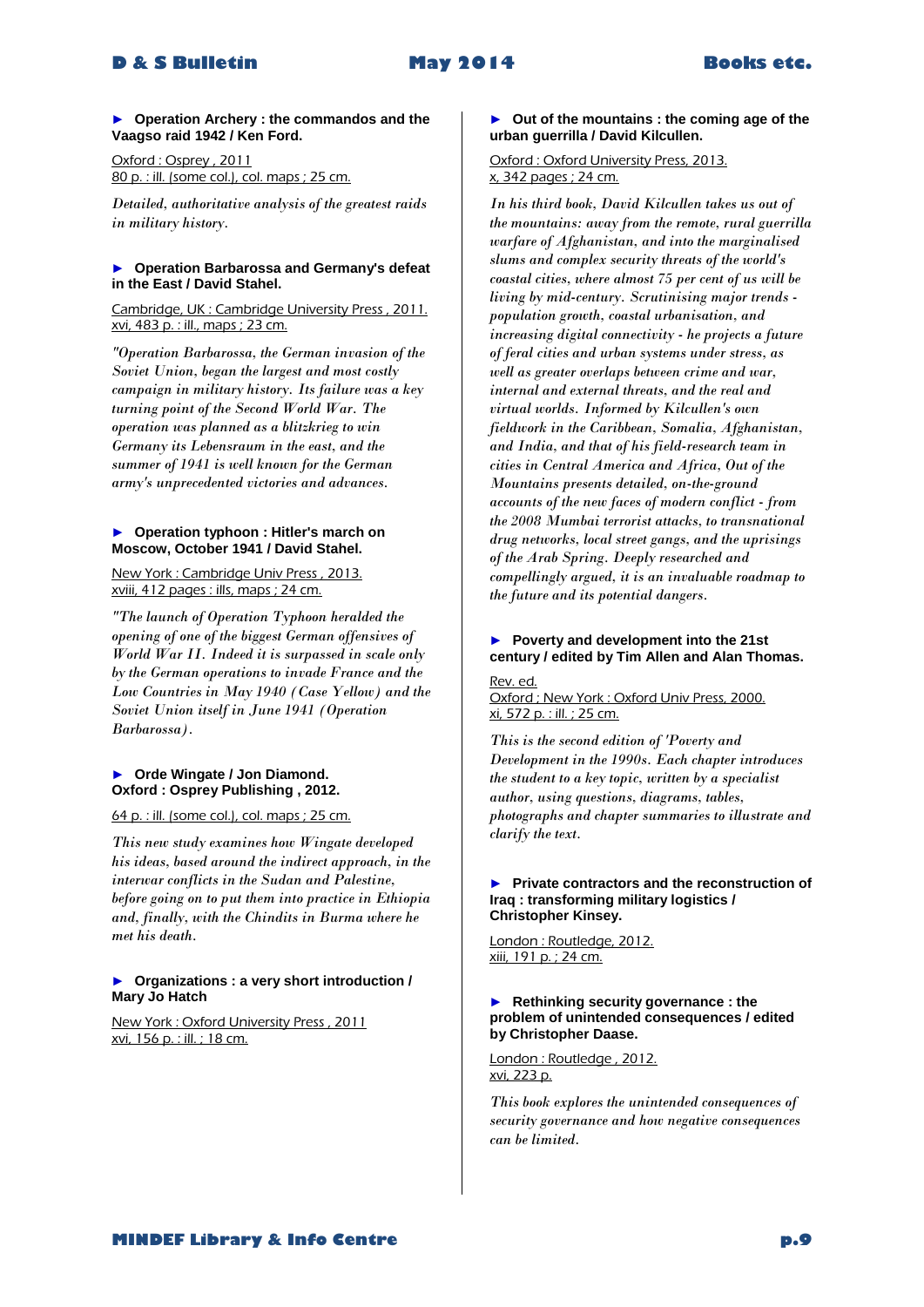► **Operation Archery : the commandos and the Vaagso raid 1942 / Ken Ford.**

Oxford : Osprey , 2011
80 p. : ill. (some col.), col. maps ; 25 cm.

*Detailed, authoritative analysis of the greatest raids in military history.*

► **Operation Barbarossa and Germany's defeat in the East / David Stahel.**

Cambridge, UK : Cambridge University Press , 2011.
xvi, 483 p. : ill., maps ; 23 cm.

*"Operation Barbarossa, the German invasion of the Soviet Union, began the largest and most costly campaign in military history. Its failure was a key turning point of the Second World War. The operation was planned as a blitzkrieg to win Germany its Lebensraum in the east, and the summer of 1941 is well known for the German army's unprecedented victories and advances.*

► **Operation typhoon : Hitler's march on Moscow, October 1941 / David Stahel.**

New York : Cambridge Univ Press , 2013.
xviii, 412 pages : ills, maps ; 24 cm.

*"The launch of Operation Typhoon heralded the opening of one of the biggest German offensives of World War II. Indeed it is surpassed in scale only by the German operations to invade France and the Low Countries in May 1940 (Case Yellow) and the Soviet Union itself in June 1941 (Operation Barbarossa).*

► **Orde Wingate / Jon Diamond.**
**Oxford : Osprey Publishing , 2012.**

64 p. : ill. (some col.), col. maps ; 25 cm.

*This new study examines how Wingate developed his ideas, based around the indirect approach, in the interwar conflicts in the Sudan and Palestine, before going on to put them into practice in Ethiopia and, finally, with the Chindits in Burma where he met his death.*

► **Organizations : a very short introduction / Mary Jo Hatch**

New York : Oxford University Press , 2011
xvi, 156 p. : ill. ; 18 cm.

► **Out of the mountains : the coming age of the urban guerrilla / David Kilcullen.**

Oxford : Oxford University Press, 2013.
x, 342 pages ; 24 cm.

*In his third book, David Kilcullen takes us out of the mountains: away from the remote, rural guerrilla warfare of Afghanistan, and into the marginalised slums and complex security threats of the world's coastal cities, where almost 75 per cent of us will be living by mid-century. Scrutinising major trends - population growth, coastal urbanisation, and increasing digital connectivity - he projects a future of feral cities and urban systems under stress, as well as greater overlaps between crime and war, internal and external threats, and the real and virtual worlds. Informed by Kilcullen's own fieldwork in the Caribbean, Somalia, Afghanistan, and India, and that of his field-research team in cities in Central America and Africa, Out of the Mountains presents detailed, on-the-ground accounts of the new faces of modern conflict - from the 2008 Mumbai terrorist attacks, to transnational drug networks, local street gangs, and the uprisings of the Arab Spring. Deeply researched and compellingly argued, it is an invaluable roadmap to the future and its potential dangers.*

► **Poverty and development into the 21st century / edited by Tim Allen and Alan Thomas.**

Rev. ed.
Oxford ; New York : Oxford Univ Press, 2000.
xi, 572 p. : ill. ; 25 cm.

*This is the second edition of 'Poverty and Development in the 1990s. Each chapter introduces the student to a key topic, written by a specialist author, using questions, diagrams, tables, photographs and chapter summaries to illustrate and clarify the text.*

► **Private contractors and the reconstruction of Iraq : transforming military logistics / Christopher Kinsey.**

London : Routledge, 2012.
xiii, 191 p. ; 24 cm.

► **Rethinking security governance : the problem of unintended consequences / edited by Christopher Daase.**

London : Routledge , 2012.
xvi, 223 p.

*This book explores the unintended consequences of security governance and how negative consequences can be limited.*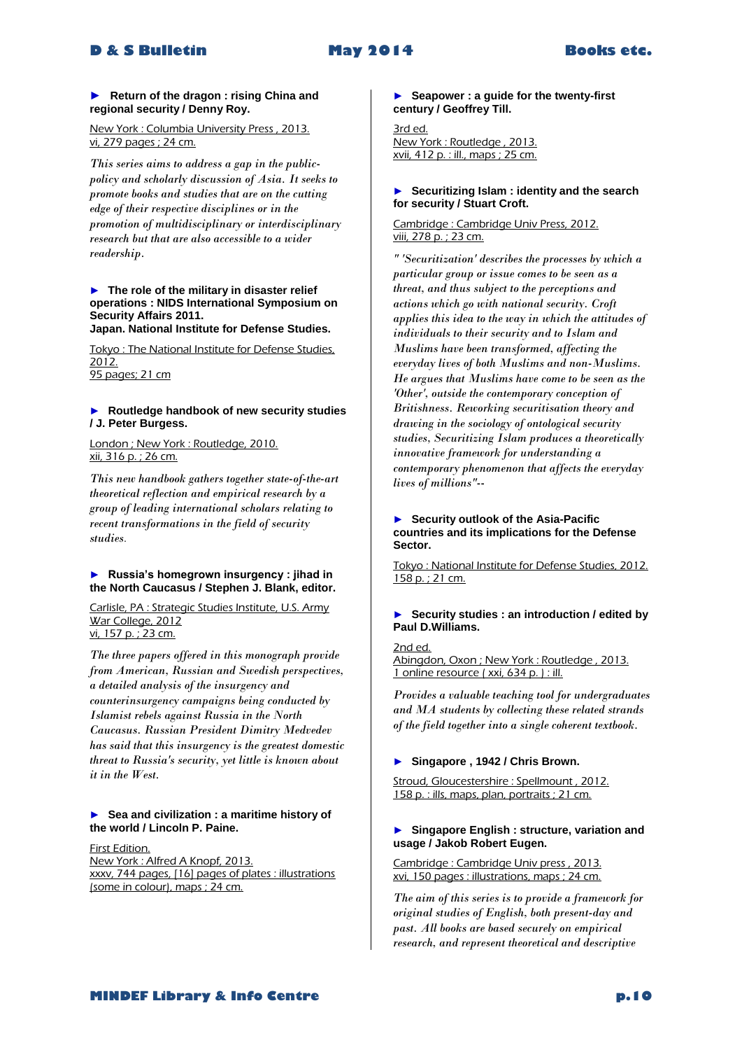► **Return of the dragon : rising China and regional security / Denny Roy.**

New York : Columbia University Press , 2013.
vi, 279 pages ; 24 cm.

*This series aims to address a gap in the public-policy and scholarly discussion of Asia. It seeks to promote books and studies that are on the cutting edge of their respective disciplines or in the promotion of multidisciplinary or interdisciplinary research but that are also accessible to a wider readership.*

► **The role of the military in disaster relief operations : NIDS International Symposium on Security Affairs 2011. Japan. National Institute for Defense Studies.**

Tokyo : The National Institute for Defense Studies, 2012.
95 pages; 21 cm

► **Routledge handbook of new security studies / J. Peter Burgess.**

London ; New York : Routledge, 2010.
xii, 316 p. ; 26 cm.

*This new handbook gathers together state-of-the-art theoretical reflection and empirical research by a group of leading international scholars relating to recent transformations in the field of security studies.*

► **Russia's homegrown insurgency : jihad in the North Caucasus / Stephen J. Blank, editor.**

Carlisle, PA : Strategic Studies Institute, U.S. Army War College, 2012
vi, 157 p. ; 23 cm.

*The three papers offered in this monograph provide from American, Russian and Swedish perspectives, a detailed analysis of the insurgency and counterinsurgency campaigns being conducted by Islamist rebels against Russia in the North Caucasus. Russian President Dimitry Medvedev has said that this insurgency is the greatest domestic threat to Russia's security, yet little is known about it in the West.*

► **Sea and civilization : a maritime history of the world / Lincoln P. Paine.**

First Edition.
New York : Alfred A Knopf, 2013.
xxxv, 744 pages, [16] pages of plates : illustrations (some in colour), maps ; 24 cm.

► **Seapower : a guide for the twenty-first century / Geoffrey Till.**

3rd ed.
New York : Routledge , 2013.
xvii, 412 p. : ill., maps ; 25 cm.

► **Securitizing Islam : identity and the search for security / Stuart Croft.**

Cambridge : Cambridge Univ Press, 2012.
viii, 278 p. ; 23 cm.

*" 'Securitization' describes the processes by which a particular group or issue comes to be seen as a threat, and thus subject to the perceptions and actions which go with national security. Croft applies this idea to the way in which the attitudes of individuals to their security and to Islam and Muslims have been transformed, affecting the everyday lives of both Muslims and non-Muslims. He argues that Muslims have come to be seen as the 'Other', outside the contemporary conception of Britishness. Reworking securitisation theory and drawing in the sociology of ontological security studies, Securitizing Islam produces a theoretically innovative framework for understanding a contemporary phenomenon that affects the everyday lives of millions"--*

► **Security outlook of the Asia-Pacific countries and its implications for the Defense Sector.**

Tokyo : National Institute for Defense Studies, 2012.
158 p. ; 21 cm.

► **Security studies : an introduction / edited by Paul D.Williams.**

2nd ed.
Abingdon, Oxon ; New York : Routledge , 2013.
1 online resource ( xxi, 634 p. ) : ill.

*Provides a valuable teaching tool for undergraduates and MA students by collecting these related strands of the field together into a single coherent textbook.*

► **Singapore , 1942 / Chris Brown.**

Stroud, Gloucestershire : Spellmount , 2012.
158 p. : ills, maps, plan, portraits ; 21 cm.

► **Singapore English : structure, variation and usage / Jakob Robert Eugen.**

Cambridge : Cambridge Univ press , 2013.
xvi, 150 pages : illustrations, maps ; 24 cm.

*The aim of this series is to provide a framework for original studies of English, both present-day and past. All books are based securely on empirical research, and represent theoretical and descriptive*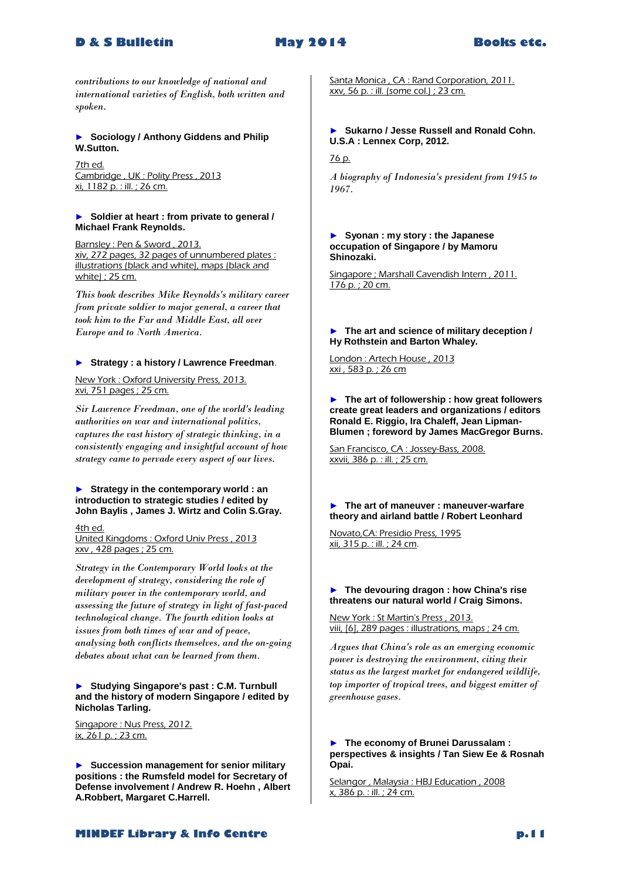*contributions to our knowledge of national and international varieties of English, both written and spoken.*

► **Sociology / Anthony Giddens and Philip W.Sutton.**

7th ed.
Cambridge , UK : Polity Press , 2013
xi, 1182 p. : ill. ; 26 cm.

► **Soldier at heart : from private to general / Michael Frank Reynolds.**

Barnsley : Pen & Sword , 2013.
xiv, 272 pages, 32 pages of unnumbered plates : illustrations (black and white), maps (black and white) ; 25 cm.

*This book describes Mike Reynolds's military career from private soldier to major general, a career that took him to the Far and Middle East, all over Europe and to North America.*

► **Strategy : a history / Lawrence Freedman**.

New York : Oxford University Press, 2013.
xvi, 751 pages ; 25 cm.

*Sir Lawrence Freedman, one of the world's leading authorities on war and international politics, captures the vast history of strategic thinking, in a consistently engaging and insightful account of how strategy came to pervade every aspect of our lives.*

► **Strategy in the contemporary world : an introduction to strategic studies / edited by John Baylis , James J. Wirtz and Colin S.Gray.**

4th ed.
United Kingdoms : Oxford Univ Press , 2013
xxv , 428 pages ; 25 cm.

*Strategy in the Contemporary World looks at the development of strategy, considering the role of military power in the contemporary world, and assessing the future of strategy in light of fast-paced technological change. The fourth edition looks at issues from both times of war and of peace, analysing both conflicts themselves, and the on-going debates about what can be learned from them.*

► **Studying Singapore's past : C.M. Turnbull and the history of modern Singapore / edited by Nicholas Tarling.**

Singapore : Nus Press, 2012.
ix, 261 p. ; 23 cm.

► **Succession management for senior military positions : the Rumsfeld model for Secretary of Defense involvement / Andrew R. Hoehn , Albert A.Robbert, Margaret C.Harrell.**

Santa Monica , CA : Rand Corporation, 2011.
xxv, 56 p. : ill. (some col.) ; 23 cm.

► **Sukarno / Jesse Russell and Ronald Cohn. U.S.A : Lennex Corp, 2012.**

76 p.

*A biography of Indonesia's president from 1945 to 1967.*

► **Syonan : my story : the Japanese occupation of Singapore / by Mamoru Shinozaki.**

Singapore ; Marshall Cavendish Intern , 2011.
176 p. ; 20 cm.

► **The art and science of military deception / Hy Rothstein and Barton Whaley.**

London : Artech House , 2013
xxi , 583 p. ; 26 cm

► **The art of followership : how great followers create great leaders and organizations / editors Ronald E. Riggio, Ira Chaleff, Jean Lipman-Blumen ; foreword by James MacGregor Burns.**

San Francisco, CA : Jossey-Bass, 2008.
xxvii, 386 p. : ill. ; 25 cm.

► **The art of maneuver : maneuver-warfare theory and airland battle / Robert Leonhard**

Novato,CA: Presidio Press, 1995
xii, 315 p. : ill. ; 24 cm.

► **The devouring dragon : how China's rise threatens our natural world / Craig Simons.**

New York : St Martin's Press , 2013.
viii, [6], 289 pages : illustrations, maps ; 24 cm.

*Argues that China's role as an emerging economic power is destroying the environment, citing their status as the largest market for endangered wildlife, top importer of tropical trees, and biggest emitter of greenhouse gases.*

► **The economy of Brunei Darussalam : perspectives & insights / Tan Siew Ee & Rosnah Opai.**

Selangor , Malaysia : HBJ Education , 2008
x, 386 p. : ill. ; 24 cm.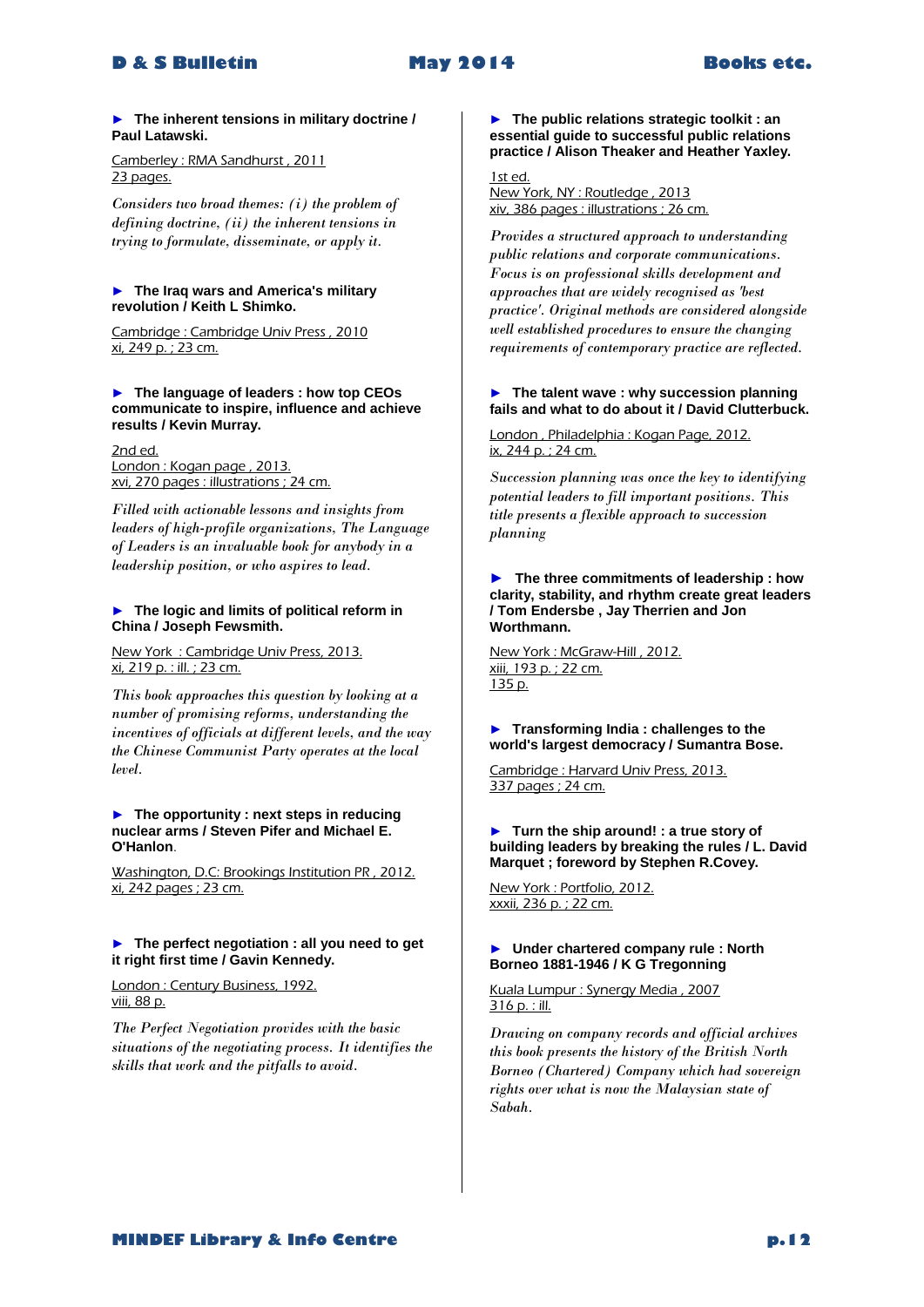► **The inherent tensions in military doctrine / Paul Latawski.**

Camberley : RMA Sandhurst , 2011
23 pages.

*Considers two broad themes: (i) the problem of defining doctrine, (ii) the inherent tensions in trying to formulate, disseminate, or apply it.*

► **The Iraq wars and America's military revolution / Keith L Shimko.**

Cambridge : Cambridge Univ Press , 2010
xi, 249 p. ; 23 cm.

► **The language of leaders : how top CEOs communicate to inspire, influence and achieve results / Kevin Murray.**

2nd ed.
London : Kogan page , 2013.
xvi, 270 pages : illustrations ; 24 cm.

*Filled with actionable lessons and insights from leaders of high-profile organizations, The Language of Leaders is an invaluable book for anybody in a leadership position, or who aspires to lead.*

► **The logic and limits of political reform in China / Joseph Fewsmith.**

New York : Cambridge Univ Press, 2013.
xi, 219 p. : ill. ; 23 cm.

*This book approaches this question by looking at a number of promising reforms, understanding the incentives of officials at different levels, and the way the Chinese Communist Party operates at the local level.*

► **The opportunity : next steps in reducing nuclear arms / Steven Pifer and Michael E. O'Hanlon.**

Washington, D.C: Brookings Institution PR , 2012.
xi, 242 pages ; 23 cm.

► **The perfect negotiation : all you need to get it right first time / Gavin Kennedy.**

London : Century Business, 1992.
viii, 88 p.

*The Perfect Negotiation provides with the basic situations of the negotiating process. It identifies the skills that work and the pitfalls to avoid.*

► **The public relations strategic toolkit : an essential guide to successful public relations practice / Alison Theaker and Heather Yaxley.**

1st ed.
New York, NY : Routledge , 2013
xiv, 386 pages : illustrations ; 26 cm.

*Provides a structured approach to understanding public relations and corporate communications. Focus is on professional skills development and approaches that are widely recognised as 'best practice'. Original methods are considered alongside well established procedures to ensure the changing requirements of contemporary practice are reflected.*

► **The talent wave : why succession planning fails and what to do about it / David Clutterbuck.**

London , Philadelphia : Kogan Page, 2012.
ix, 244 p. ; 24 cm.

*Succession planning was once the key to identifying potential leaders to fill important positions. This title presents a flexible approach to succession planning*

► **The three commitments of leadership : how clarity, stability, and rhythm create great leaders / Tom Endersbe , Jay Therrien and Jon Worthmann.**

New York : McGraw-Hill , 2012.
xiii, 193 p. ; 22 cm.
135 p.

► **Transforming India : challenges to the world's largest democracy / Sumantra Bose.**

Cambridge : Harvard Univ Press, 2013.
337 pages ; 24 cm.

► **Turn the ship around! : a true story of building leaders by breaking the rules / L. David Marquet ; foreword by Stephen R.Covey.**

New York : Portfolio, 2012.
xxxii, 236 p. ; 22 cm.

► **Under chartered company rule : North Borneo 1881-1946 / K G Tregonning**

Kuala Lumpur : Synergy Media , 2007
316 p. : ill.

*Drawing on company records and official archives this book presents the history of the British North Borneo (Chartered) Company which had sovereign rights over what is now the Malaysian state of Sabah.*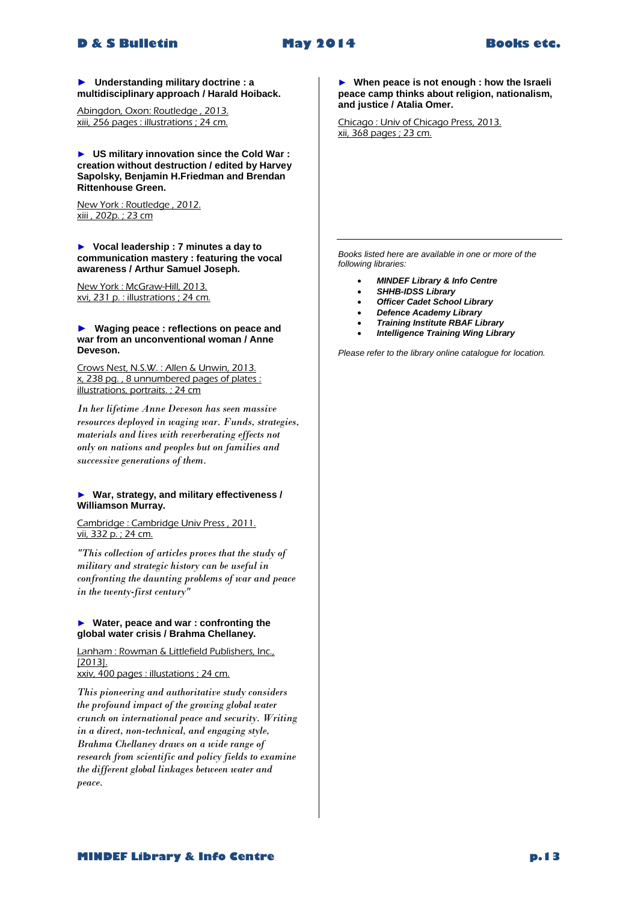► **Understanding military doctrine : a multidisciplinary approach / Harald Hoiback.**

Abingdon, Oxon: Routledge , 2013.
xiii, 256 pages : illustrations ; 24 cm.

► **US military innovation since the Cold War : creation without destruction / edited by Harvey Sapolsky, Benjamin H.Friedman and Brendan Rittenhouse Green.**

New York : Routledge , 2012.
xiii , 202p. ; 23 cm

► **Vocal leadership : 7 minutes a day to communication mastery : featuring the vocal awareness / Arthur Samuel Joseph.**

New York : McGraw-Hill, 2013.
xvi, 231 p. : illustrations ; 24 cm.

► **Waging peace : reflections on peace and war from an unconventional woman / Anne Deveson.**

Crows Nest, N.S.W. : Allen & Unwin, 2013.
x, 238 pg. , 8 unnumbered pages of plates : illustrations, portraits. ; 24 cm

*In her lifetime Anne Deveson has seen massive resources deployed in waging war. Funds, strategies, materials and lives with reverberating effects not only on nations and peoples but on families and successive generations of them.*

► **War, strategy, and military effectiveness / Williamson Murray.**

Cambridge : Cambridge Univ Press , 2011.
vii, 332 p. ; 24 cm.

*"This collection of articles proves that the study of military and strategic history can be useful in confronting the daunting problems of war and peace in the twenty-first century"*

► **Water, peace and war : confronting the global water crisis / Brahma Chellaney.**

Lanham : Rowman & Littlefield Publishers, Inc., [2013].
xxiv, 400 pages : illustrations ; 24 cm.

*This pioneering and authoritative study considers the profound impact of the growing global water crunch on international peace and security. Writing in a direct, non-technical, and engaging style, Brahma Chellaney draws on a wide range of research from scientific and policy fields to examine the different global linkages between water and peace.*

► **When peace is not enough : how the Israeli peace camp thinks about religion, nationalism, and justice / Atalia Omer.**

Chicago : Univ of Chicago Press, 2013.
xii, 368 pages ; 23 cm.

---

*Books listed here are available in one or more of the following libraries:*

- ***MINDEF Library & Info Centre***
- ***SHHB-IDSS Library***
- ***Officer Cadet School Library***
- ***Defence Academy Library***
- ***Training Institute RBAF Library***
- ***Intelligence Training Wing Library***

*Please refer to the library online catalogue for location.*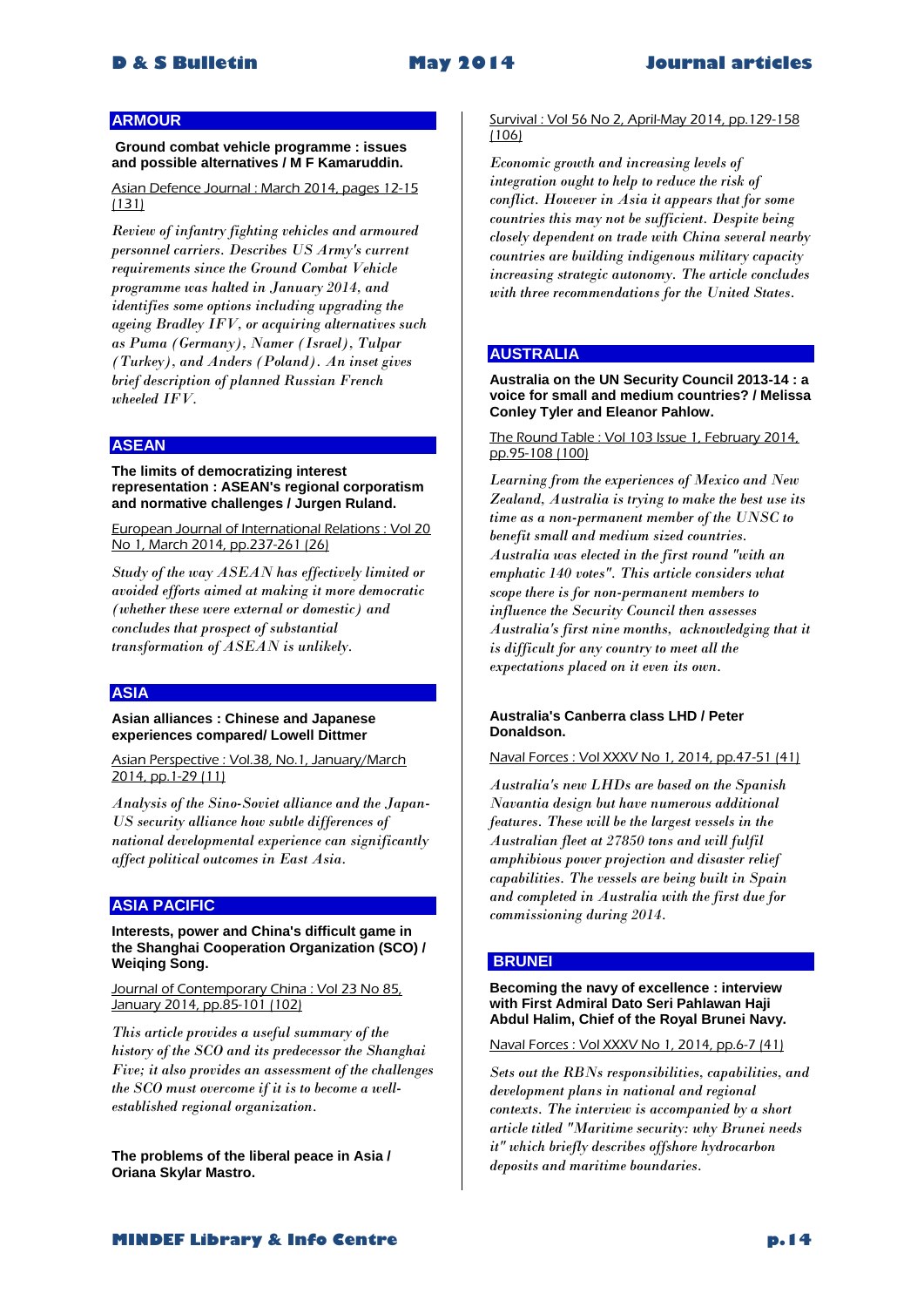## ARMOUR

**Ground combat vehicle programme : issues and possible alternatives / M F Kamaruddin.**

Asian Defence Journal : March 2014, pages 12-15 (131)

*Review of infantry fighting vehicles and armoured personnel carriers. Describes US Army's current requirements since the Ground Combat Vehicle programme was halted in January 2014, and identifies some options including upgrading the ageing Bradley IFV, or acquiring alternatives such as Puma (Germany), Namer (Israel), Tulpar (Turkey), and Anders (Poland). An inset gives brief description of planned Russian French wheeled IFV.*

## ASEAN

**The limits of democratizing interest representation : ASEAN's regional corporatism and normative challenges / Jurgen Ruland.**

European Journal of International Relations : Vol 20 No 1, March 2014, pp.237-261 (26)

*Study of the way ASEAN has effectively limited or avoided efforts aimed at making it more democratic (whether these were external or domestic) and concludes that prospect of substantial transformation of ASEAN is unlikely.*

## ASIA

**Asian alliances : Chinese and Japanese experiences compared/ Lowell Dittmer**

Asian Perspective : Vol.38, No.1, January/March 2014, pp.1-29 (11)

*Analysis of the Sino-Soviet alliance and the Japan-US security alliance how subtle differences of national developmental experience can significantly affect political outcomes in East Asia.*

## ASIA PACIFIC

**Interests, power and China's difficult game in the Shanghai Cooperation Organization (SCO) / Weiqing Song.**

Journal of Contemporary China : Vol 23 No 85, January 2014, pp.85-101 (102)

*This article provides a useful summary of the history of the SCO and its predecessor the Shanghai Five; it also provides an assessment of the challenges the SCO must overcome if it is to become a well-established regional organization.*

**The problems of the liberal peace in Asia / Oriana Skylar Mastro.**

Survival : Vol 56 No 2, April-May 2014, pp.129-158 (106)

*Economic growth and increasing levels of integration ought to help to reduce the risk of conflict. However in Asia it appears that for some countries this may not be sufficient. Despite being closely dependent on trade with China several nearby countries are building indigenous military capacity increasing strategic autonomy. The article concludes with three recommendations for the United States.*

## AUSTRALIA

**Australia on the UN Security Council 2013-14 : a voice for small and medium countries? / Melissa Conley Tyler and Eleanor Pahlow.**

The Round Table : Vol 103 Issue 1, February 2014, pp.95-108 (100)

*Learning from the experiences of Mexico and New Zealand, Australia is trying to make the best use its time as a non-permanent member of the UNSC to benefit small and medium sized countries. Australia was elected in the first round "with an emphatic 140 votes". This article considers what scope there is for non-permanent members to influence the Security Council then assesses Australia's first nine months, acknowledging that it is difficult for any country to meet all the expectations placed on it even its own.*

**Australia's Canberra class LHD / Peter Donaldson.**

Naval Forces : Vol XXXV No 1, 2014, pp.47-51 (41)

*Australia's new LHDs are based on the Spanish Navantia design but have numerous additional features. These will be the largest vessels in the Australian fleet at 27850 tons and will fulfil amphibious power projection and disaster relief capabilities. The vessels are being built in Spain and completed in Australia with the first due for commissioning during 2014.*

## BRUNEI

**Becoming the navy of excellence : interview with First Admiral Dato Seri Pahlawan Haji Abdul Halim, Chief of the Royal Brunei Navy.**

Naval Forces : Vol XXXV No 1, 2014, pp.6-7 (41)

*Sets out the RBNs responsibilities, capabilities, and development plans in national and regional contexts. The interview is accompanied by a short article titled "Maritime security: why Brunei needs it" which briefly describes offshore hydrocarbon deposits and maritime boundaries.*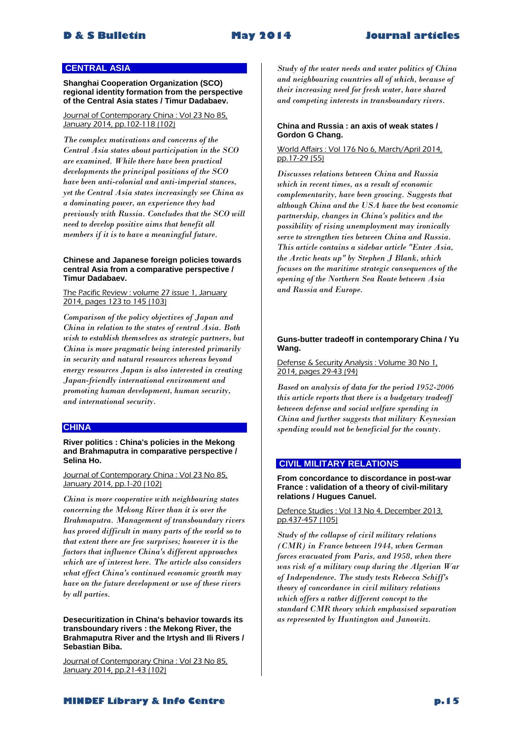## CENTRAL ASIA

**Shanghai Cooperation Organization (SCO) regional identity formation from the perspective of the Central Asia states / Timur Dadabaev.**

Journal of Contemporary China : Vol 23 No 85, January 2014, pp.102-118 (102)

*The complex motivations and concerns of the Central Asia states about participation in the SCO are examined. While there have been practical developments the principal positions of the SCO have been anti-colonial and anti-imperial stances, yet the Central Asia states increasingly see China as a dominating power, an experience they had previously with Russia. Concludes that the SCO will need to develop positive aims that benefit all members if it is to have a meaningful future.*

**Chinese and Japanese foreign policies towards central Asia from a comparative perspective / Timur Dadabaev.**

The Pacific Review : volume 27 issue 1, January 2014, pages 123 to 145 (103)

*Comparison of the policy objectives of Japan and China in relation to the states of central Asia. Both wish to establish themselves as strategic partners, but China is more pragmatic being interested primarily in security and natural resources whereas beyond energy resources Japan is also interested in creating Japan-friendly international environment and promoting human development, human security, and international security.*

## CHINA

**River politics : China's policies in the Mekong and Brahmaputra in comparative perspective / Selina Ho.**

Journal of Contemporary China : Vol 23 No 85, January 2014, pp.1-20 (102)

*China is more cooperative with neighbouring states concerning the Mekong River than it is over the Brahmaputra. Management of transboundary rivers has proved difficult in many parts of the world so to that extent there are few surprises; however it is the factors that influence China's different approaches which are of interest here. The article also considers what effect China's continued economic growth may have on the future development or use of these rivers by all parties.*

**Desecuritization in China's behavior towards its transboundary rivers : the Mekong River, the Brahmaputra River and the Irtysh and Ili Rivers / Sebastian Biba.**

Journal of Contemporary China : Vol 23 No 85, January 2014, pp.21-43 (102)

*Study of the water needs and water politics of China and neighbouring countries all of which, because of their increasing need for fresh water, have shared and competing interests in transboundary rivers.*

**China and Russia : an axis of weak states / Gordon G Chang.**

World Affairs : Vol 176 No 6, March/April 2014, pp.17-29 (55)

*Discusses relations between China and Russia which in recent times, as a result of economic complementarity, have been growing. Suggests that although China and the USA have the best economic partnership, changes in China's politics and the possibility of rising unemployment may ironically serve to strengthen ties between China and Russia. This article contains a sidebar article "Enter Asia, the Arctic heats up" by Stephen J Blank, which focuses on the maritime strategic consequences of the opening of the Northern Sea Route between Asia and Russia and Europe.*

**Guns-butter tradeoff in contemporary China / Yu Wang.**

Defense & Security Analysis : Volume 30 No 1, 2014, pages 29-43 (94)

*Based on analysis of data for the period 1952-2006 this article reports that there is a budgetary tradeoff between defense and social welfare spending in China and further suggests that military Keynesian spending would not be beneficial for the county.*

## CIVIL MILITARY RELATIONS

**From concordance to discordance in post-war France : validation of a theory of civil-military relations / Hugues Canuel.**

Defence Studies : Vol 13 No 4, December 2013, pp.437-457 (105)

*Study of the collapse of civil military relations (CMR) in France between 1944, when German forces evacuated from Paris, and 1958, when there was risk of a military coup during the Algerian War of Independence. The study tests Rebecca Schiff's theory of concordance in civil military relations which offers a rather different concept to the standard CMR theory which emphasised separation as represented by Huntington and Janowitz.*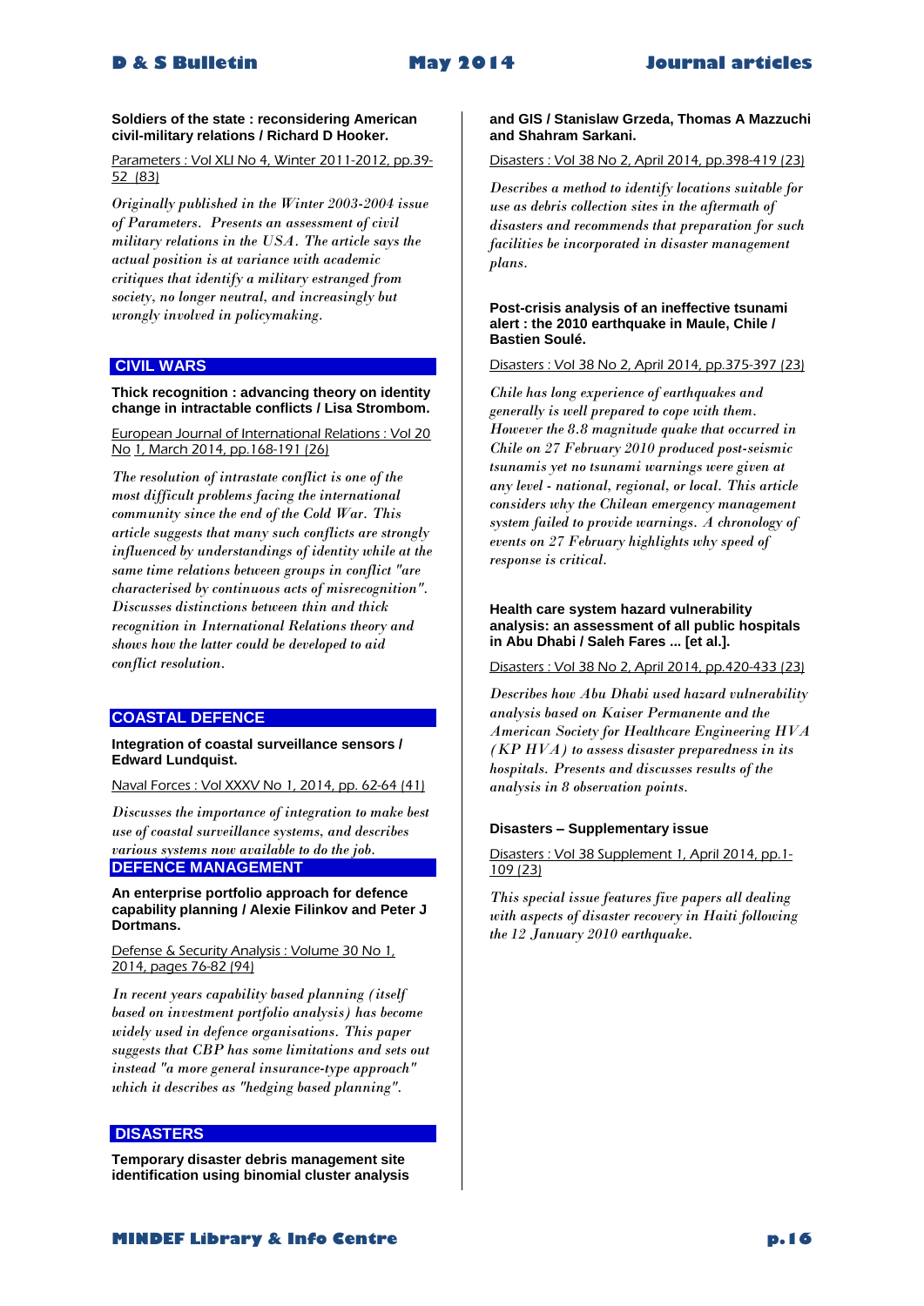**Soldiers of the state : reconsidering American civil-military relations / Richard D Hooker.**

Parameters : Vol XLI No 4, Winter 2011-2012, pp.39-52 (83)

*Originally published in the Winter 2003-2004 issue of Parameters. Presents an assessment of civil military relations in the USA. The article says the actual position is at variance with academic critiques that identify a military estranged from society, no longer neutral, and increasingly but wrongly involved in policymaking.*

## CIVIL WARS

**Thick recognition : advancing theory on identity change in intractable conflicts / Lisa Strombom.**

European Journal of International Relations : Vol 20 No 1, March 2014, pp.168-191 (26)

*The resolution of intrastate conflict is one of the most difficult problems facing the international community since the end of the Cold War. This article suggests that many such conflicts are strongly influenced by understandings of identity while at the same time relations between groups in conflict "are characterised by continuous acts of misrecognition". Discusses distinctions between thin and thick recognition in International Relations theory and shows how the latter could be developed to aid conflict resolution.*

## COASTAL DEFENCE

**Integration of coastal surveillance sensors / Edward Lundquist.**

Naval Forces : Vol XXXV No 1, 2014, pp. 62-64 (41)

*Discusses the importance of integration to make best use of coastal surveillance systems, and describes various systems now available to do the job.*

## DEFENCE MANAGEMENT

**An enterprise portfolio approach for defence capability planning / Alexie Filinkov and Peter J Dortmans.**

Defense & Security Analysis : Volume 30 No 1, 2014, pages 76-82 (94)

*In recent years capability based planning (itself based on investment portfolio analysis) has become widely used in defence organisations. This paper suggests that CBP has some limitations and sets out instead "a more general insurance-type approach" which it describes as "hedging based planning".*

## DISASTERS

**Temporary disaster debris management site identification using binomial cluster analysis and GIS / Stanislaw Grzeda, Thomas A Mazzuchi and Shahram Sarkani.**

Disasters : Vol 38 No 2, April 2014, pp.398-419 (23)

*Describes a method to identify locations suitable for use as debris collection sites in the aftermath of disasters and recommends that preparation for such facilities be incorporated in disaster management plans.*

**Post-crisis analysis of an ineffective tsunami alert : the 2010 earthquake in Maule, Chile / Bastien Soulé.**

Disasters : Vol 38 No 2, April 2014, pp.375-397 (23)

*Chile has long experience of earthquakes and generally is well prepared to cope with them. However the 8.8 magnitude quake that occurred in Chile on 27 February 2010 produced post-seismic tsunamis yet no tsunami warnings were given at any level - national, regional, or local. This article considers why the Chilean emergency management system failed to provide warnings. A chronology of events on 27 February highlights why speed of response is critical.*

**Health care system hazard vulnerability analysis: an assessment of all public hospitals in Abu Dhabi / Saleh Fares ... [et al.].**

Disasters : Vol 38 No 2, April 2014, pp.420-433 (23)

*Describes how Abu Dhabi used hazard vulnerability analysis based on Kaiser Permanente and the American Society for Healthcare Engineering HVA (KP HVA) to assess disaster preparedness in its hospitals. Presents and discusses results of the analysis in 8 observation points.*

**Disasters – Supplementary issue**

Disasters : Vol 38 Supplement 1, April 2014, pp.1-109 (23)

*This special issue features five papers all dealing with aspects of disaster recovery in Haiti following the 12 January 2010 earthquake.*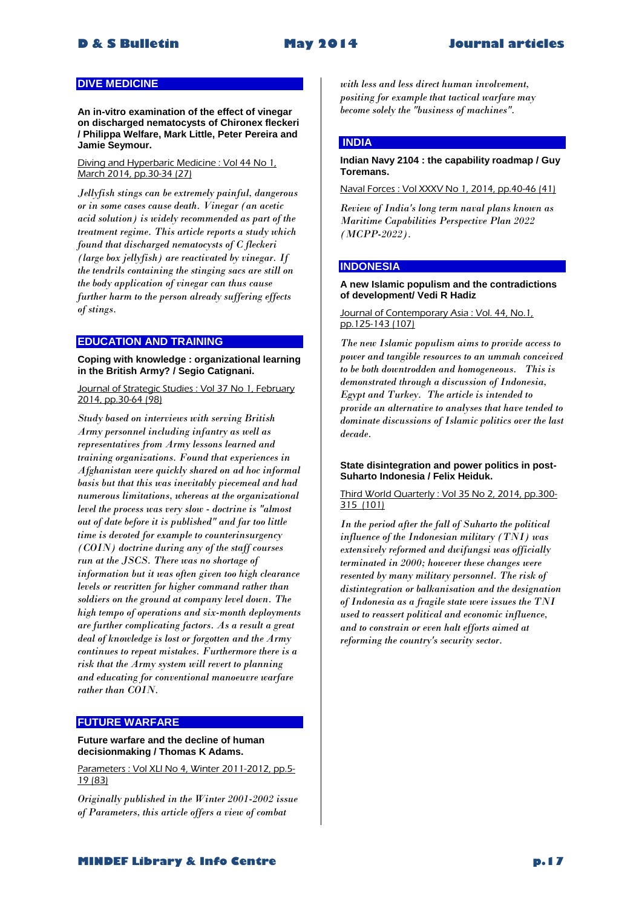## DIVE MEDICINE

**An in-vitro examination of the effect of vinegar on discharged nematocysts of Chironex fleckeri / Philippa Welfare, Mark Little, Peter Pereira and Jamie Seymour.**

Diving and Hyperbaric Medicine : Vol 44 No 1, March 2014, pp.30-34 (27)

*Jellyfish stings can be extremely painful, dangerous or in some cases cause death. Vinegar (an acetic acid solution) is widely recommended as part of the treatment regime. This article reports a study which found that discharged nematocysts of C fleckeri (large box jellyfish) are reactivated by vinegar. If the tendrils containing the stinging sacs are still on the body application of vinegar can thus cause further harm to the person already suffering effects of stings.*

## EDUCATION AND TRAINING

**Coping with knowledge : organizational learning in the British Army? / Segio Catignani.**

Journal of Strategic Studies : Vol 37 No 1, February 2014, pp.30-64 (98)

*Study based on interviews with serving British Army personnel including infantry as well as representatives from Army lessons learned and training organizations. Found that experiences in Afghanistan were quickly shared on ad hoc informal basis but that this was inevitably piecemeal and had numerous limitations, whereas at the organizational level the process was very slow - doctrine is "almost out of date before it is published" and far too little time is devoted for example to counterinsurgency (COIN) doctrine during any of the staff courses run at the JSCS. There was no shortage of information but it was often given too high clearance levels or rewritten for higher command rather than soldiers on the ground at company level down. The high tempo of operations and six-month deployments are further complicating factors. As a result a great deal of knowledge is lost or forgotten and the Army continues to repeat mistakes. Furthermore there is a risk that the Army system will revert to planning and educating for conventional manoeuvre warfare rather than COIN.*

## FUTURE WARFARE

**Future warfare and the decline of human decisionmaking / Thomas K Adams.**

Parameters : Vol XLI No 4, Winter 2011-2012, pp.5-19 (83)

*Originally published in the Winter 2001-2002 issue of Parameters, this article offers a view of combat with less and less direct human involvement, positing for example that tactical warfare may become solely the "business of machines".*

## INDIA

**Indian Navy 2104 : the capability roadmap / Guy Toremans.**

Naval Forces : Vol XXXV No 1, 2014, pp.40-46 (41)

*Review of India's long term naval plans known as Maritime Capabilities Perspective Plan 2022 (MCPP-2022).*

## INDONESIA

**A new Islamic populism and the contradictions of development/ Vedi R Hadiz**

Journal of Contemporary Asia : Vol. 44, No.1, pp.125-143 (107)

*The new Islamic populism aims to provide access to power and tangible resources to an ummah conceived to be both downtrodden and homogeneous. This is demonstrated through a discussion of Indonesia, Egypt and Turkey. The article is intended to provide an alternative to analyses that have tended to dominate discussions of Islamic politics over the last decade.*

**State disintegration and power politics in post-Suharto Indonesia / Felix Heiduk.**

Third World Quarterly : Vol 35 No 2, 2014, pp.300-315 (101)

*In the period after the fall of Suharto the political influence of the Indonesian military (TNI) was extensively reformed and dwifungsi was officially terminated in 2000; however these changes were resented by many military personnel. The risk of distintegration or balkanisation and the designation of Indonesia as a fragile state were issues the TNI used to reassert political and economic influence, and to constrain or even halt efforts aimed at reforming the country's security sector.*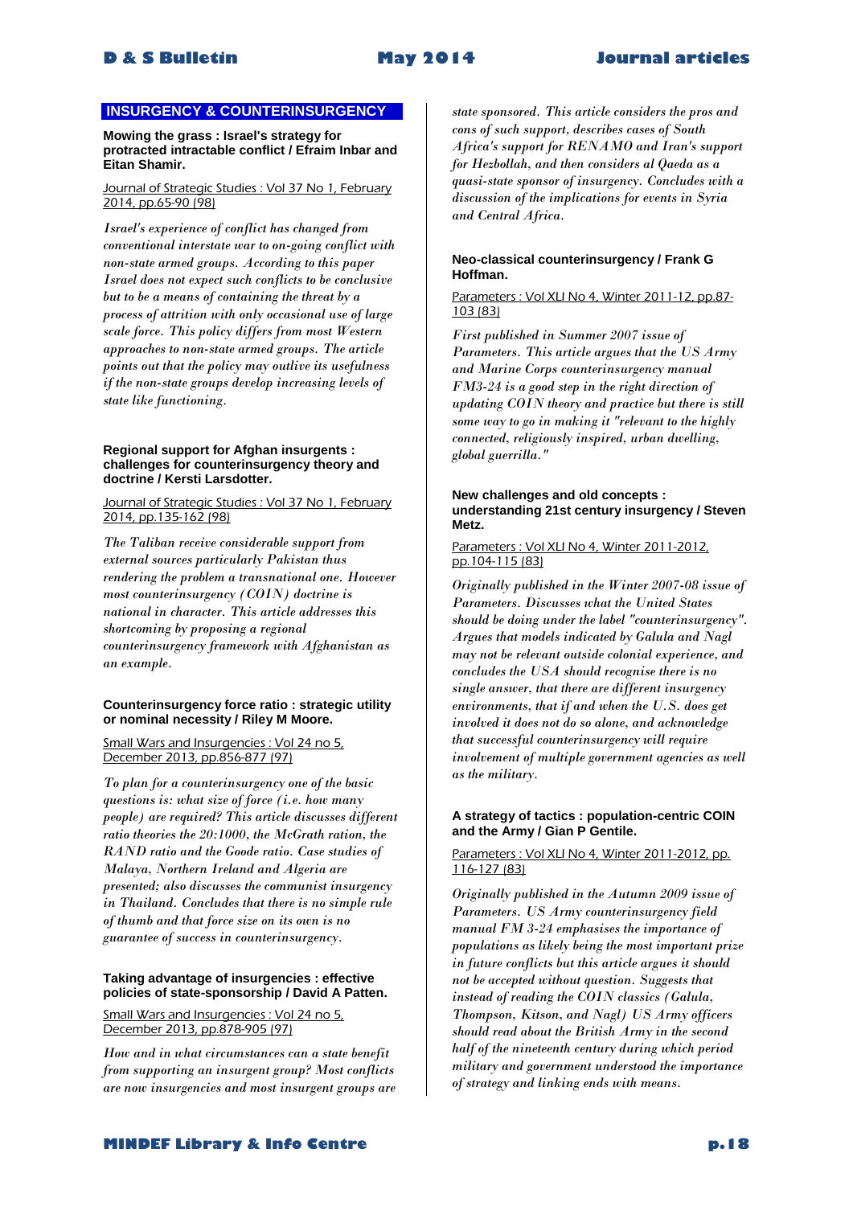## INSURGENCY & COUNTERINSURGENCY

**Mowing the grass : Israel's strategy for protracted intractable conflict / Efraim Inbar and Eitan Shamir.**

Journal of Strategic Studies : Vol 37 No 1, February 2014, pp.65-90 (98)

*Israel's experience of conflict has changed from conventional interstate war to on-going conflict with non-state armed groups. According to this paper Israel does not expect such conflicts to be conclusive but to be a means of containing the threat by a process of attrition with only occasional use of large scale force. This policy differs from most Western approaches to non-state armed groups. The article points out that the policy may outlive its usefulness if the non-state groups develop increasing levels of state like functioning.*

**Regional support for Afghan insurgents : challenges for counterinsurgency theory and doctrine / Kersti Larsdotter.**

Journal of Strategic Studies : Vol 37 No 1, February 2014, pp.135-162 (98)

*The Taliban receive considerable support from external sources particularly Pakistan thus rendering the problem a transnational one. However most counterinsurgency (COIN) doctrine is national in character. This article addresses this shortcoming by proposing a regional counterinsurgency framework with Afghanistan as an example.*

**Counterinsurgency force ratio : strategic utility or nominal necessity / Riley M Moore.**

Small Wars and Insurgencies : Vol 24 no 5, December 2013, pp.856-877 (97)

*To plan for a counterinsurgency one of the basic questions is: what size of force (i.e. how many people) are required? This article discusses different ratio theories the 20:1000, the McGrath ration, the RAND ratio and the Goode ratio. Case studies of Malaya, Northern Ireland and Algeria are presented; also discusses the communist insurgency in Thailand. Concludes that there is no simple rule of thumb and that force size on its own is no guarantee of success in counterinsurgency.*

**Taking advantage of insurgencies : effective policies of state-sponsorship / David A Patten.**

Small Wars and Insurgencies : Vol 24 no 5, December 2013, pp.878-905 (97)

*How and in what circumstances can a state benefit from supporting an insurgent group? Most conflicts are now insurgencies and most insurgent groups are state sponsored. This article considers the pros and cons of such support, describes cases of South Africa's support for RENAMO and Iran's support for Hezbollah, and then considers al Qaeda as a quasi-state sponsor of insurgency. Concludes with a discussion of the implications for events in Syria and Central Africa.*

**Neo-classical counterinsurgency / Frank G Hoffman.**

Parameters : Vol XLI No 4, Winter 2011-12, pp.87-103 (83)

*First published in Summer 2007 issue of Parameters. This article argues that the US Army and Marine Corps counterinsurgency manual FM3-24 is a good step in the right direction of updating COIN theory and practice but there is still some way to go in making it "relevant to the highly connected, religiously inspired, urban dwelling, global guerrilla."*

**New challenges and old concepts : understanding 21st century insurgency / Steven Metz.**

Parameters : Vol XLI No 4, Winter 2011-2012, pp.104-115 (83)

*Originally published in the Winter 2007-08 issue of Parameters. Discusses what the United States should be doing under the label "counterinsurgency". Argues that models indicated by Galula and Nagl may not be relevant outside colonial experience, and concludes the USA should recognise there is no single answer, that there are different insurgency environments, that if and when the U.S. does get involved it does not do so alone, and acknowledge that successful counterinsurgency will require involvement of multiple government agencies as well as the military.*

**A strategy of tactics : population-centric COIN and the Army / Gian P Gentile.**

Parameters : Vol XLI No 4, Winter 2011-2012, pp. 116-127 (83)

*Originally published in the Autumn 2009 issue of Parameters. US Army counterinsurgency field manual FM 3-24 emphasises the importance of populations as likely being the most important prize in future conflicts but this article argues it should not be accepted without question. Suggests that instead of reading the COIN classics (Galula, Thompson, Kitson, and Nagl) US Army officers should read about the British Army in the second half of the nineteenth century during which period military and government understood the importance of strategy and linking ends with means.*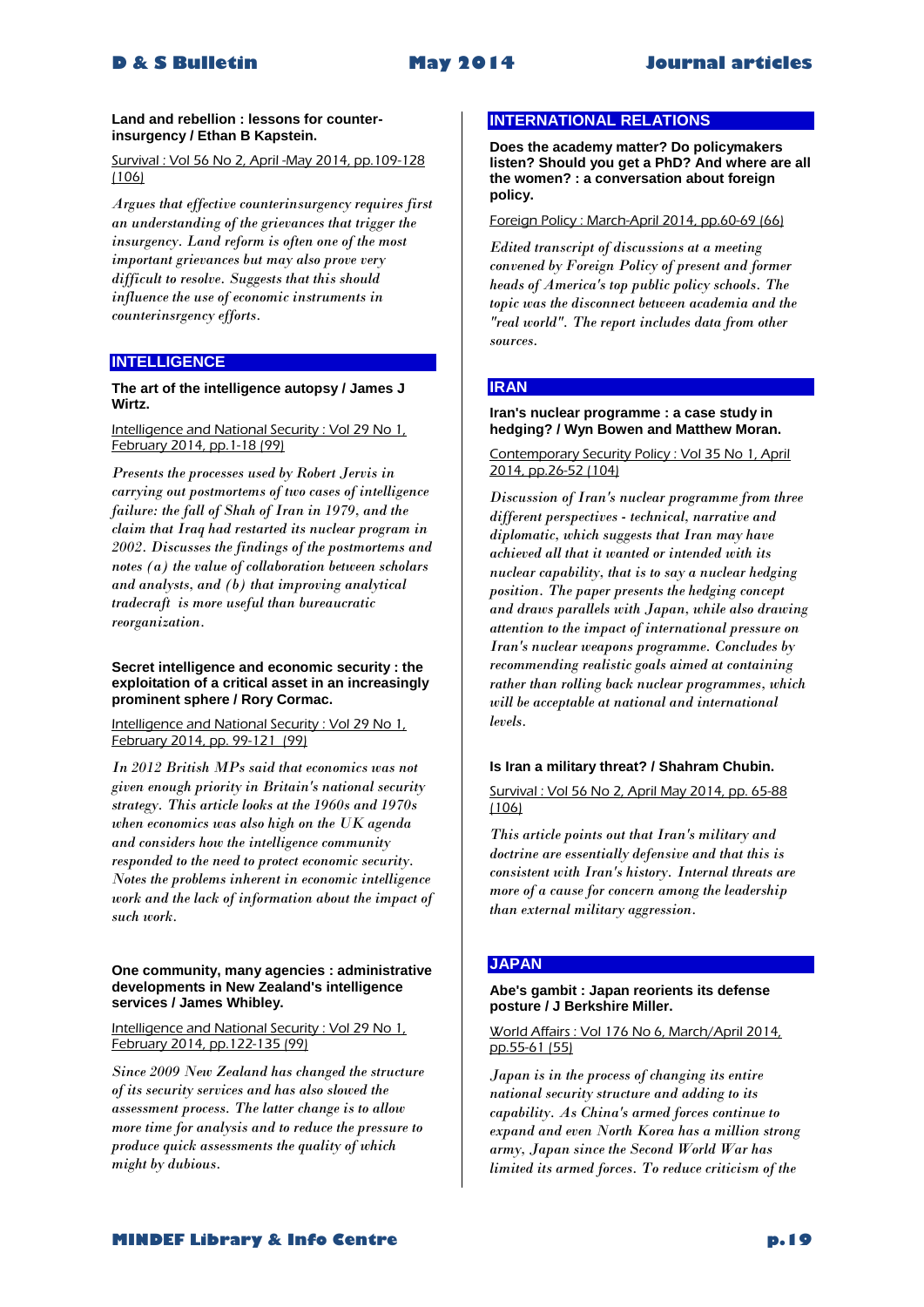**Land and rebellion : lessons for counter-insurgency / Ethan B Kapstein.**

Survival : Vol 56 No 2, April -May 2014, pp.109-128 (106)

*Argues that effective counterinsurgency requires first an understanding of the grievances that trigger the insurgency. Land reform is often one of the most important grievances but may also prove very difficult to resolve. Suggests that this should influence the use of economic instruments in counterinsrgency efforts.*

## INTELLIGENCE

**The art of the intelligence autopsy / James J Wirtz.**

Intelligence and National Security : Vol 29 No 1, February 2014, pp.1-18 (99)

*Presents the processes used by Robert Jervis in carrying out postmortems of two cases of intelligence failure: the fall of Shah of Iran in 1979, and the claim that Iraq had restarted its nuclear program in 2002. Discusses the findings of the postmortems and notes (a) the value of collaboration between scholars and analysts, and (b) that improving analytical tradecraft is more useful than bureaucratic reorganization.*

**Secret intelligence and economic security : the exploitation of a critical asset in an increasingly prominent sphere / Rory Cormac.**

Intelligence and National Security : Vol 29 No 1, February 2014, pp. 99-121 (99)

*In 2012 British MPs said that economics was not given enough priority in Britain's national security strategy. This article looks at the 1960s and 1970s when economics was also high on the UK agenda and considers how the intelligence community responded to the need to protect economic security. Notes the problems inherent in economic intelligence work and the lack of information about the impact of such work.*

**One community, many agencies : administrative developments in New Zealand's intelligence services / James Whibley.**

Intelligence and National Security : Vol 29 No 1, February 2014, pp.122-135 (99)

*Since 2009 New Zealand has changed the structure of its security services and has also slowed the assessment process. The latter change is to allow more time for analysis and to reduce the pressure to produce quick assessments the quality of which might by dubious.*

## INTERNATIONAL RELATIONS

**Does the academy matter? Do policymakers listen? Should you get a PhD? And where are all the women? : a conversation about foreign policy.**

Foreign Policy : March-April 2014, pp.60-69 (66)

*Edited transcript of discussions at a meeting convened by Foreign Policy of present and former heads of America's top public policy schools. The topic was the disconnect between academia and the "real world". The report includes data from other sources.*

## IRAN

**Iran's nuclear programme : a case study in hedging? / Wyn Bowen and Matthew Moran.**

Contemporary Security Policy : Vol 35 No 1, April 2014, pp.26-52 (104)

*Discussion of Iran's nuclear programme from three different perspectives - technical, narrative and diplomatic, which suggests that Iran may have achieved all that it wanted or intended with its nuclear capability, that is to say a nuclear hedging position. The paper presents the hedging concept and draws parallels with Japan, while also drawing attention to the impact of international pressure on Iran's nuclear weapons programme. Concludes by recommending realistic goals aimed at containing rather than rolling back nuclear programmes, which will be acceptable at national and international levels.*

**Is Iran a military threat? / Shahram Chubin.**

Survival : Vol 56 No 2, April May 2014, pp. 65-88 (106)

*This article points out that Iran's military and doctrine are essentially defensive and that this is consistent with Iran's history. Internal threats are more of a cause for concern among the leadership than external military aggression.*

## JAPAN

**Abe's gambit : Japan reorients its defense posture / J Berkshire Miller.**

World Affairs : Vol 176 No 6, March/April 2014, pp.55-61 (55)

*Japan is in the process of changing its entire national security structure and adding to its capability. As China's armed forces continue to expand and even North Korea has a million strong army, Japan since the Second World War has limited its armed forces. To reduce criticism of the*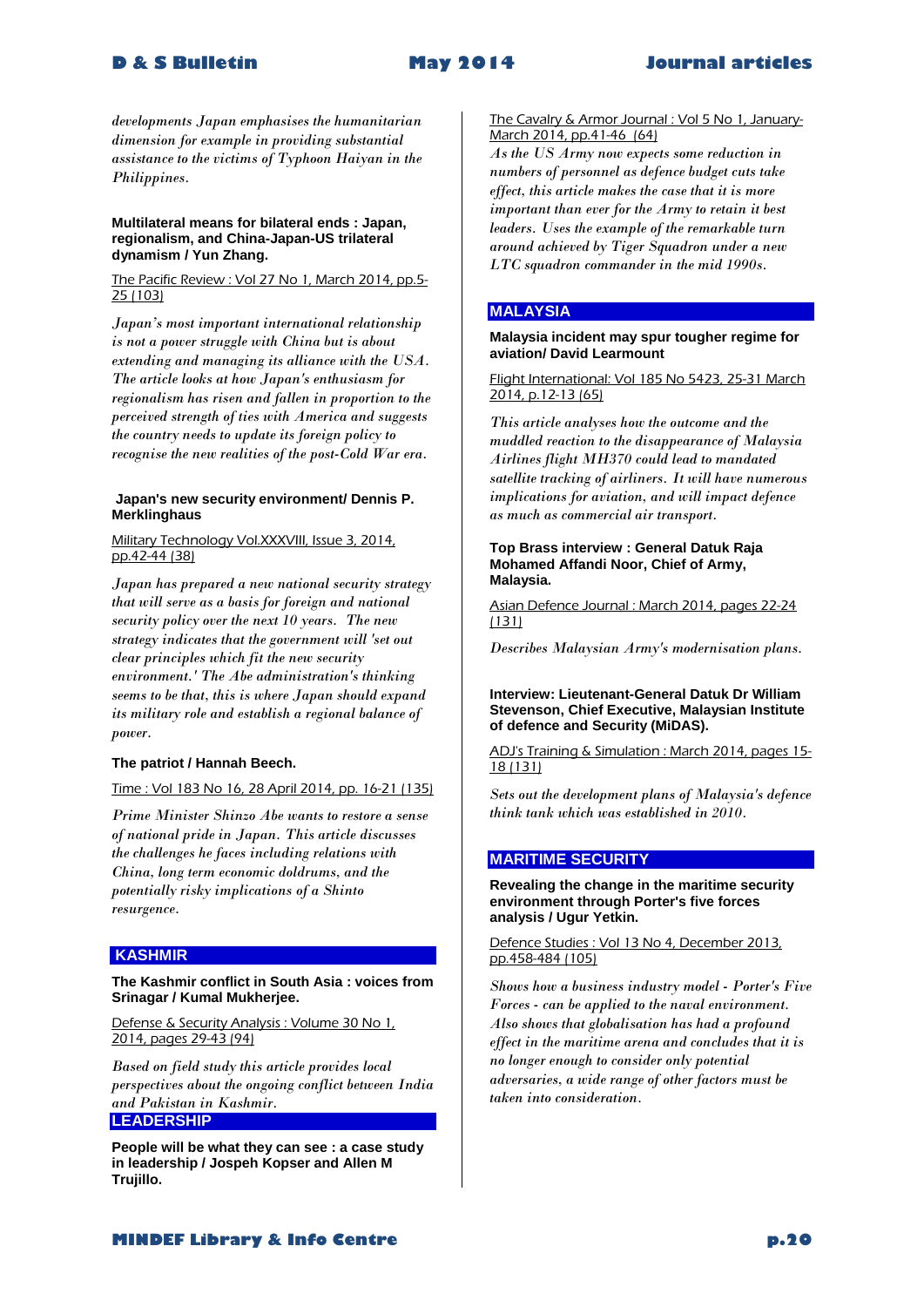*developments Japan emphasises the humanitarian dimension for example in providing substantial assistance to the victims of Typhoon Haiyan in the Philippines.*

**Multilateral means for bilateral ends : Japan, regionalism, and China-Japan-US trilateral dynamism / Yun Zhang.**

The Pacific Review : Vol 27 No 1, March 2014, pp.5-25 (103)

*Japan's most important international relationship is not a power struggle with China but is about extending and managing its alliance with the USA. The article looks at how Japan's enthusiasm for regionalism has risen and fallen in proportion to the perceived strength of ties with America and suggests the country needs to update its foreign policy to recognise the new realities of the post-Cold War era.*

**Japan's new security environment/ Dennis P. Merklinghaus**

Military Technology Vol.XXXVIII, Issue 3, 2014, pp.42-44 (38)

*Japan has prepared a new national security strategy that will serve as a basis for foreign and national security policy over the next 10 years. The new strategy indicates that the government will 'set out clear principles which fit the new security environment.' The Abe administration's thinking seems to be that, this is where Japan should expand its military role and establish a regional balance of power.*

**The patriot / Hannah Beech.**

Time : Vol 183 No 16, 28 April 2014, pp. 16-21 (135)

*Prime Minister Shinzo Abe wants to restore a sense of national pride in Japan. This article discusses the challenges he faces including relations with China, long term economic doldrums, and the potentially risky implications of a Shinto resurgence.*

## KASHMIR

**The Kashmir conflict in South Asia : voices from Srinagar / Kumal Mukherjee.**

Defense & Security Analysis : Volume 30 No 1, 2014, pages 29-43 (94)

*Based on field study this article provides local perspectives about the ongoing conflict between India and Pakistan in Kashmir.*

## LEADERSHIP

**People will be what they can see : a case study in leadership / Jospeh Kopser and Allen M Trujillo.**

The Cavalry & Armor Journal : Vol 5 No 1, January-March 2014, pp.41-46 (64)

*As the US Army now expects some reduction in numbers of personnel as defence budget cuts take effect, this article makes the case that it is more important than ever for the Army to retain it best leaders. Uses the example of the remarkable turn around achieved by Tiger Squadron under a new LTC squadron commander in the mid 1990s.*

## MALAYSIA

**Malaysia incident may spur tougher regime for aviation/ David Learmount**

Flight International: Vol 185 No 5423, 25-31 March 2014, p.12-13 (65)

*This article analyses how the outcome and the muddled reaction to the disappearance of Malaysia Airlines flight MH370 could lead to mandated satellite tracking of airliners. It will have numerous implications for aviation, and will impact defence as much as commercial air transport.*

**Top Brass interview : General Datuk Raja Mohamed Affandi Noor, Chief of Army, Malaysia.**

Asian Defence Journal : March 2014, pages 22-24 (131)

*Describes Malaysian Army's modernisation plans.*

**Interview: Lieutenant-General Datuk Dr William Stevenson, Chief Executive, Malaysian Institute of defence and Security (MiDAS).**

ADJ's Training & Simulation : March 2014, pages 15-18 (131)

*Sets out the development plans of Malaysia's defence think tank which was established in 2010.*

## MARITIME SECURITY

**Revealing the change in the maritime security environment through Porter's five forces analysis / Ugur Yetkin.**

Defence Studies : Vol 13 No 4, December 2013, pp.458-484 (105)

*Shows how a business industry model - Porter's Five Forces - can be applied to the naval environment. Also shows that globalisation has had a profound effect in the maritime arena and concludes that it is no longer enough to consider only potential adversaries, a wide range of other factors must be taken into consideration.*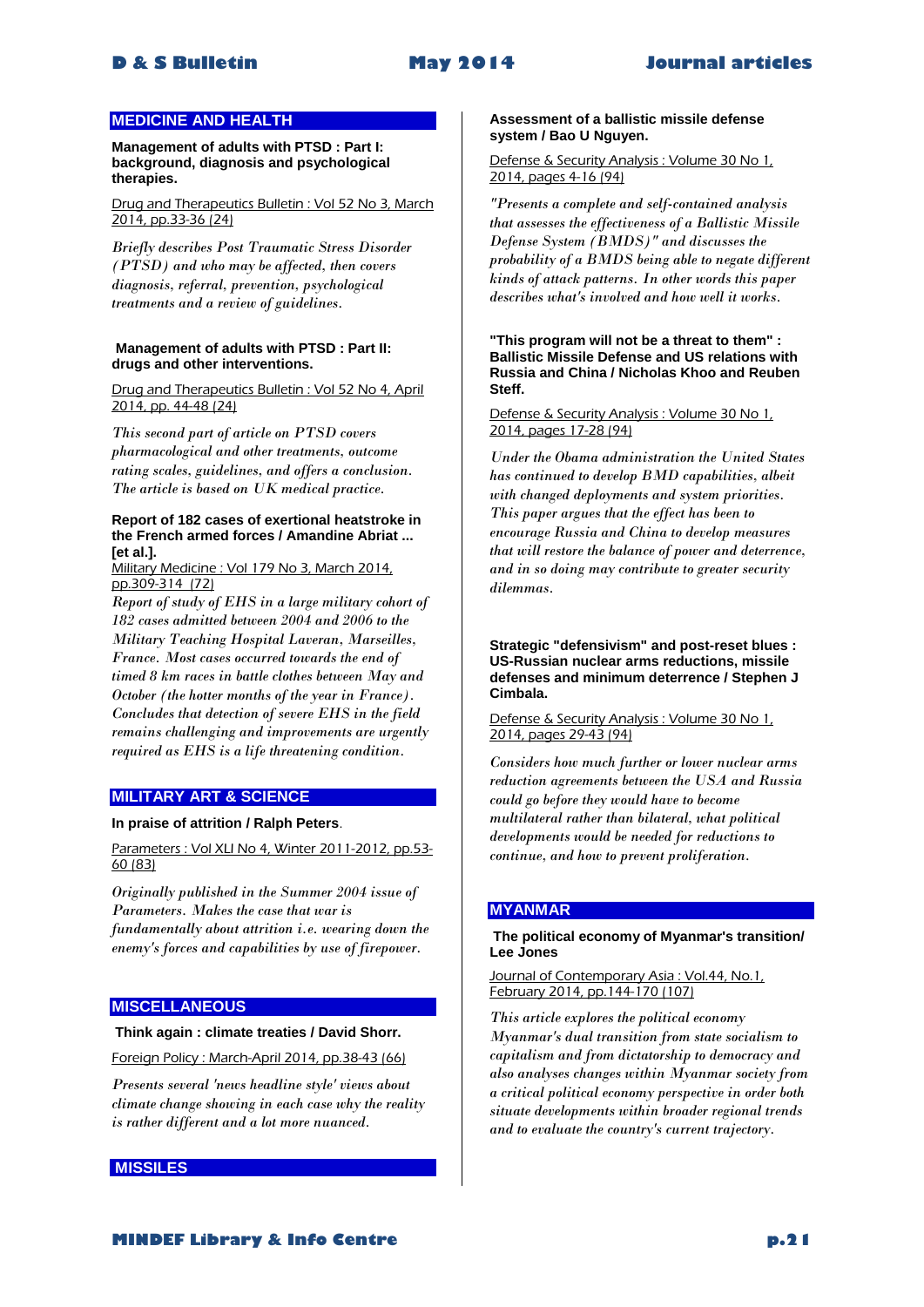## MEDICINE AND HEALTH

**Management of adults with PTSD : Part I: background, diagnosis and psychological therapies.**

Drug and Therapeutics Bulletin : Vol 52 No 3, March 2014, pp.33-36 (24)

*Briefly describes Post Traumatic Stress Disorder (PTSD) and who may be affected, then covers diagnosis, referral, prevention, psychological treatments and a review of guidelines.*

**Management of adults with PTSD : Part II: drugs and other interventions.**

Drug and Therapeutics Bulletin : Vol 52 No 4, April 2014, pp. 44-48 (24)

*This second part of article on PTSD covers pharmacological and other treatments, outcome rating scales, guidelines, and offers a conclusion. The article is based on UK medical practice.*

**Report of 182 cases of exertional heatstroke in the French armed forces / Amandine Abriat ... [et al.].**

Military Medicine : Vol 179 No 3, March 2014, pp.309-314 (72)

*Report of study of EHS in a large military cohort of 182 cases admitted between 2004 and 2006 to the Military Teaching Hospital Laveran, Marseilles, France. Most cases occurred towards the end of timed 8 km races in battle clothes between May and October (the hotter months of the year in France). Concludes that detection of severe EHS in the field remains challenging and improvements are urgently required as EHS is a life threatening condition.*

## MILITARY ART & SCIENCE

**In praise of attrition / Ralph Peters.**

Parameters : Vol XLI No 4, Winter 2011-2012, pp.53-60 (83)

*Originally published in the Summer 2004 issue of Parameters. Makes the case that war is fundamentally about attrition i.e. wearing down the enemy's forces and capabilities by use of firepower.*

## MISCELLANEOUS

**Think again : climate treaties / David Shorr.**

Foreign Policy : March-April 2014, pp.38-43 (66)

*Presents several 'news headline style' views about climate change showing in each case why the reality is rather different and a lot more nuanced.*

## MISSILES

**Assessment of a ballistic missile defense system / Bao U Nguyen.**

Defense & Security Analysis : Volume 30 No 1, 2014, pages 4-16 (94)

*"Presents a complete and self-contained analysis that assesses the effectiveness of a Ballistic Missile Defense System (BMDS)" and discusses the probability of a BMDS being able to negate different kinds of attack patterns. In other words this paper describes what's involved and how well it works.*

**"This program will not be a threat to them" : Ballistic Missile Defense and US relations with Russia and China / Nicholas Khoo and Reuben Steff.**

Defense & Security Analysis : Volume 30 No 1, 2014, pages 17-28 (94)

*Under the Obama administration the United States has continued to develop BMD capabilities, albeit with changed deployments and system priorities. This paper argues that the effect has been to encourage Russia and China to develop measures that will restore the balance of power and deterrence, and in so doing may contribute to greater security dilemmas.*

**Strategic "defensivism" and post-reset blues : US-Russian nuclear arms reductions, missile defenses and minimum deterrence / Stephen J Cimbala.**

Defense & Security Analysis : Volume 30 No 1, 2014, pages 29-43 (94)

*Considers how much further or lower nuclear arms reduction agreements between the USA and Russia could go before they would have to become multilateral rather than bilateral, what political developments would be needed for reductions to continue, and how to prevent proliferation.*

## MYANMAR

**The political economy of Myanmar's transition/ Lee Jones**

Journal of Contemporary Asia : Vol.44, No.1, February 2014, pp.144-170 (107)

*This article explores the political economy Myanmar's dual transition from state socialism to capitalism and from dictatorship to democracy and also analyses changes within Myanmar society from a critical political economy perspective in order both situate developments within broader regional trends and to evaluate the country's current trajectory.*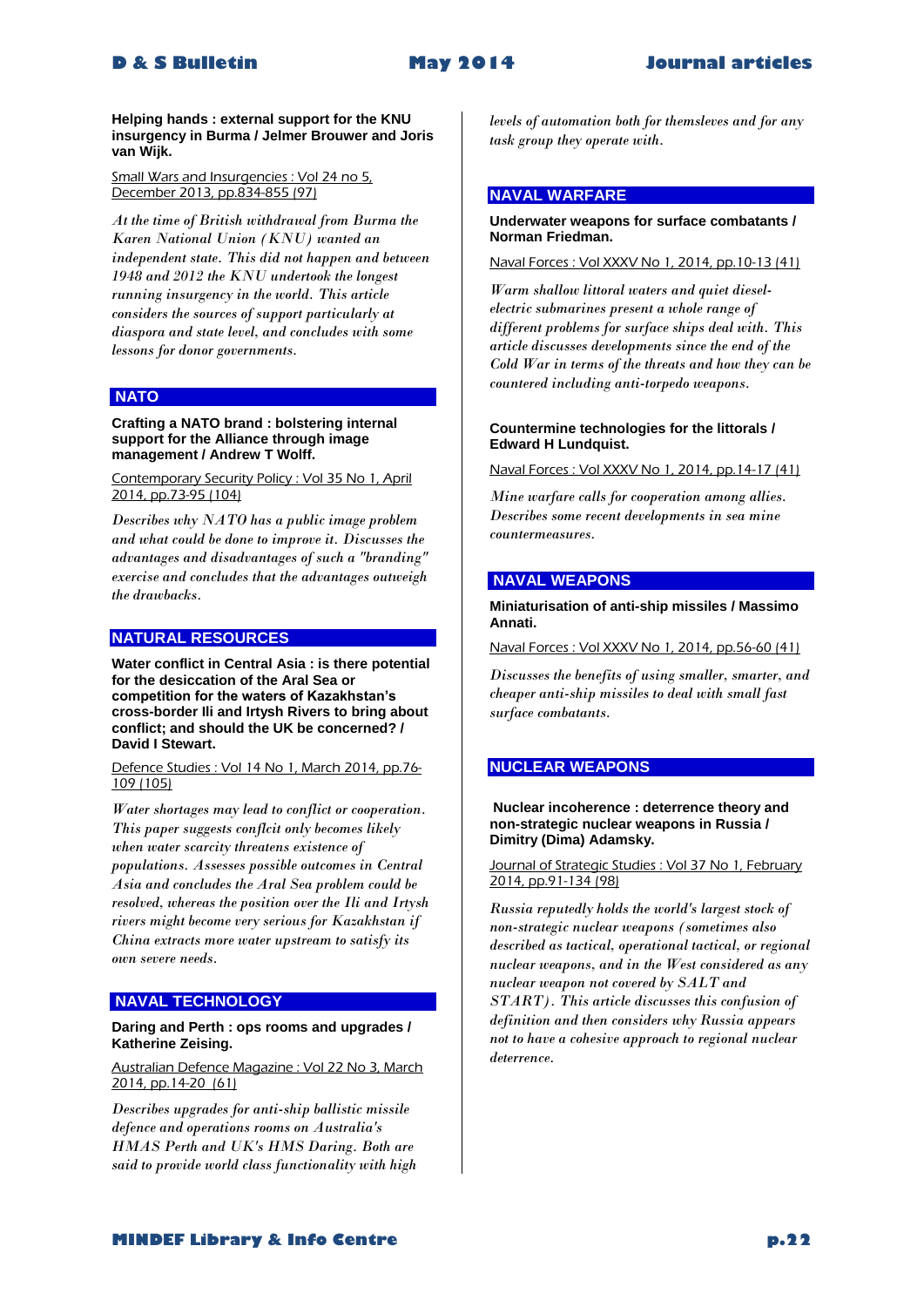**Helping hands : external support for the KNU insurgency in Burma / Jelmer Brouwer and Joris van Wijk.**

Small Wars and Insurgencies : Vol 24 no 5, December 2013, pp.834-855 (97)

*At the time of British withdrawal from Burma the Karen National Union (KNU) wanted an independent state. This did not happen and between 1948 and 2012 the KNU undertook the longest running insurgency in the world. This article considers the sources of support particularly at diaspora and state level, and concludes with some lessons for donor governments.*

## NATO

**Crafting a NATO brand : bolstering internal support for the Alliance through image management / Andrew T Wolff.**

Contemporary Security Policy : Vol 35 No 1, April 2014, pp.73-95 (104)

*Describes why NATO has a public image problem and what could be done to improve it. Discusses the advantages and disadvantages of such a "branding" exercise and concludes that the advantages outweigh the drawbacks.*

## NATURAL RESOURCES

**Water conflict in Central Asia : is there potential for the desiccation of the Aral Sea or competition for the waters of Kazakhstan's cross-border Ili and Irtysh Rivers to bring about conflict; and should the UK be concerned? / David I Stewart.**

Defence Studies : Vol 14 No 1, March 2014, pp.76-109 (105)

*Water shortages may lead to conflict or cooperation. This paper suggests conflcit only becomes likely when water scarcity threatens existence of populations. Assesses possible outcomes in Central Asia and concludes the Aral Sea problem could be resolved, whereas the position over the Ili and Irtysh rivers might become very serious for Kazakhstan if China extracts more water upstream to satisfy its own severe needs.*

## NAVAL TECHNOLOGY

**Daring and Perth : ops rooms and upgrades / Katherine Zeising.**

Australian Defence Magazine : Vol 22 No 3, March 2014, pp.14-20 (61)

*Describes upgrades for anti-ship ballistic missile defence and operations rooms on Australia's HMAS Perth and UK's HMS Daring. Both are said to provide world class functionality with high levels of automation both for themsleves and for any task group they operate with.*

## NAVAL WARFARE

**Underwater weapons for surface combatants / Norman Friedman.**

Naval Forces : Vol XXXV No 1, 2014, pp.10-13 (41)

*Warm shallow littoral waters and quiet diesel-electric submarines present a whole range of different problems for surface ships deal with. This article discusses developments since the end of the Cold War in terms of the threats and how they can be countered including anti-torpedo weapons.*

**Countermine technologies for the littorals / Edward H Lundquist.**

Naval Forces : Vol XXXV No 1, 2014, pp.14-17 (41)

*Mine warfare calls for cooperation among allies. Describes some recent developments in sea mine countermeasures.*

## NAVAL WEAPONS

**Miniaturisation of anti-ship missiles / Massimo Annati.**

Naval Forces : Vol XXXV No 1, 2014, pp.56-60 (41)

*Discusses the benefits of using smaller, smarter, and cheaper anti-ship missiles to deal with small fast surface combatants.*

## NUCLEAR WEAPONS

**Nuclear incoherence : deterrence theory and non-strategic nuclear weapons in Russia / Dimitry (Dima) Adamsky.**

Journal of Strategic Studies : Vol 37 No 1, February 2014, pp.91-134 (98)

*Russia reputedly holds the world's largest stock of non-strategic nuclear weapons (sometimes also described as tactical, operational tactical, or regional nuclear weapons, and in the West considered as any nuclear weapon not covered by SALT and START). This article discusses this confusion of definition and then considers why Russia appears not to have a cohesive approach to regional nuclear deterrence.*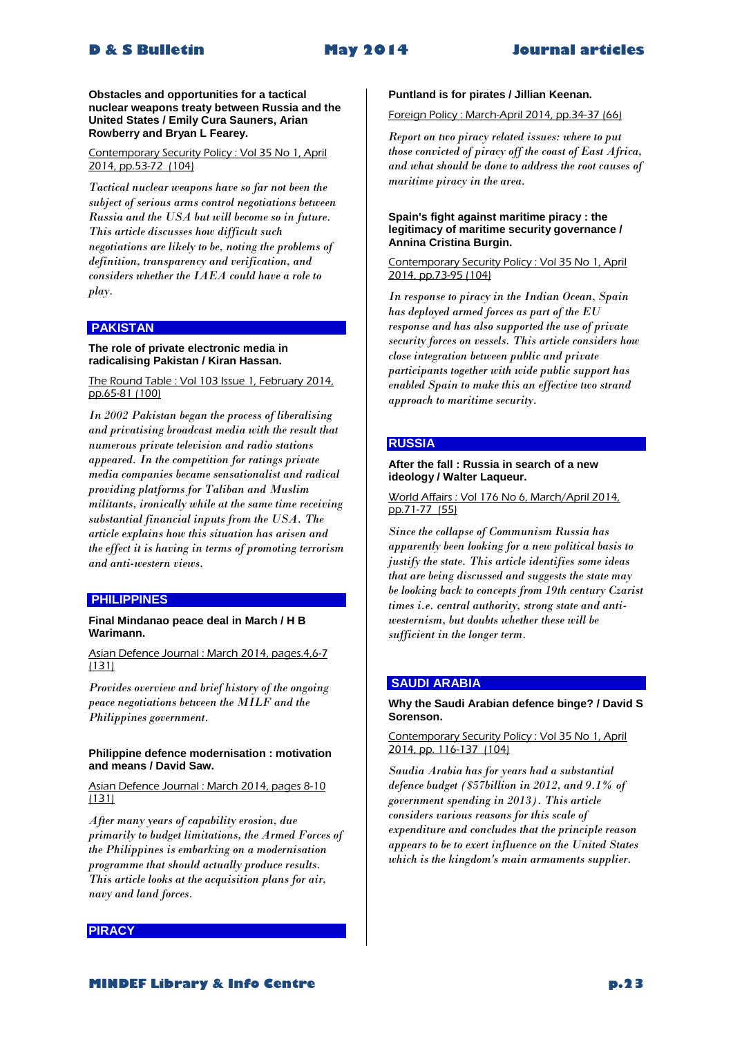**Obstacles and opportunities for a tactical nuclear weapons treaty between Russia and the United States / Emily Cura Sauners, Arian Rowberry and Bryan L Fearey.**

Contemporary Security Policy : Vol 35 No 1, April 2014, pp.53-72 (104)

*Tactical nuclear weapons have so far not been the subject of serious arms control negotiations between Russia and the USA but will become so in future. This article discusses how difficult such negotiations are likely to be, noting the problems of definition, transparency and verification, and considers whether the IAEA could have a role to play.*

## PAKISTAN

**The role of private electronic media in radicalising Pakistan / Kiran Hassan.**

The Round Table : Vol 103 Issue 1, February 2014, pp.65-81 (100)

*In 2002 Pakistan began the process of liberalising and privatising broadcast media with the result that numerous private television and radio stations appeared. In the competition for ratings private media companies became sensationalist and radical providing platforms for Taliban and Muslim militants, ironically while at the same time receiving substantial financial inputs from the USA. The article explains how this situation has arisen and the effect it is having in terms of promoting terrorism and anti-western views.*

## PHILIPPINES

**Final Mindanao peace deal in March / H B Warimann.**

Asian Defence Journal : March 2014, pages.4,6-7 (131)

*Provides overview and brief history of the ongoing peace negotiations between the MILF and the Philippines government.*

**Philippine defence modernisation : motivation and means / David Saw.**

Asian Defence Journal : March 2014, pages 8-10 (131)

*After many years of capability erosion, due primarily to budget limitations, the Armed Forces of the Philippines is embarking on a modernisation programme that should actually produce results. This article looks at the acquisition plans for air, navy and land forces.*

## PIRACY

**Puntland is for pirates / Jillian Keenan.**

Foreign Policy : March-April 2014, pp.34-37 (66)

*Report on two piracy related issues: where to put those convicted of piracy off the coast of East Africa, and what should be done to address the root causes of maritime piracy in the area.*

**Spain's fight against maritime piracy : the legitimacy of maritime security governance / Annina Cristina Burgin.**

Contemporary Security Policy : Vol 35 No 1, April 2014, pp.73-95 (104)

*In response to piracy in the Indian Ocean, Spain has deployed armed forces as part of the EU response and has also supported the use of private security forces on vessels. This article considers how close integration between public and private participants together with wide public support has enabled Spain to make this an effective two strand approach to maritime security.*

## RUSSIA

**After the fall : Russia in search of a new ideology / Walter Laqueur.**

World Affairs : Vol 176 No 6, March/April 2014, pp.71-77 (55)

*Since the collapse of Communism Russia has apparently been looking for a new political basis to justify the state. This article identifies some ideas that are being discussed and suggests the state may be looking back to concepts from 19th century Czarist times i.e. central authority, strong state and anti-westernism, but doubts whether these will be sufficient in the longer term.*

## SAUDI ARABIA

**Why the Saudi Arabian defence binge? / David S Sorenson.**

Contemporary Security Policy : Vol 35 No 1, April 2014, pp. 116-137 (104)

*Saudia Arabia has for years had a substantial defence budget ($57billion in 2012, and 9.1% of government spending in 2013). This article considers various reasons for this scale of expenditure and concludes that the principle reason appears to be to exert influence on the United States which is the kingdom's main armaments supplier.*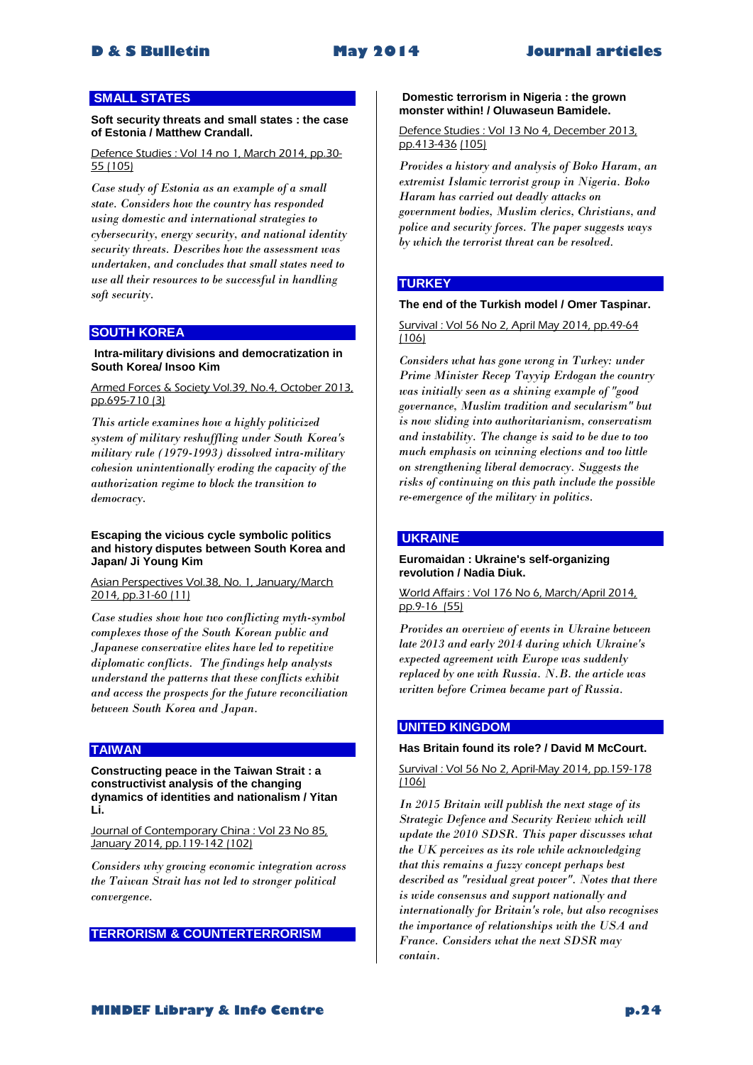## SMALL STATES

**Soft security threats and small states : the case of Estonia / Matthew Crandall.**

Defence Studies : Vol 14 no 1, March 2014, pp.30-55 (105)

*Case study of Estonia as an example of a small state. Considers how the country has responded using domestic and international strategies to cybersecurity, energy security, and national identity security threats. Describes how the assessment was undertaken, and concludes that small states need to use all their resources to be successful in handling soft security.*

## SOUTH KOREA

**Intra-military divisions and democratization in South Korea/ Insoo Kim**

Armed Forces & Society Vol.39, No.4, October 2013, pp.695-710 (3)

*This article examines how a highly politicized system of military reshuffling under South Korea's military rule (1979-1993) dissolved intra-military cohesion unintentionally eroding the capacity of the authorization regime to block the transition to democracy.*

**Escaping the vicious cycle symbolic politics and history disputes between South Korea and Japan/ Ji Young Kim**

Asian Perspectives Vol.38, No. 1, January/March 2014, pp.31-60 (11)

*Case studies show how two conflicting myth-symbol complexes those of the South Korean public and Japanese conservative elites have led to repetitive diplomatic conflicts. The findings help analysts understand the patterns that these conflicts exhibit and access the prospects for the future reconciliation between South Korea and Japan.*

## TAIWAN

**Constructing peace in the Taiwan Strait : a constructivist analysis of the changing dynamics of identities and nationalism / Yitan Li.**

Journal of Contemporary China : Vol 23 No 85, January 2014, pp.119-142 (102)

*Considers why growing economic integration across the Taiwan Strait has not led to stronger political convergence.*

## TERRORISM & COUNTERTERRORISM

**Domestic terrorism in Nigeria : the grown monster within! / Oluwaseun Bamidele.**

Defence Studies : Vol 13 No 4, December 2013, pp.413-436 (105)

*Provides a history and analysis of Boko Haram, an extremist Islamic terrorist group in Nigeria. Boko Haram has carried out deadly attacks on government bodies, Muslim clerics, Christians, and police and security forces. The paper suggests ways by which the terrorist threat can be resolved.*

## TURKEY

**The end of the Turkish model / Omer Taspinar.**

Survival : Vol 56 No 2, April May 2014, pp.49-64 (106)

*Considers what has gone wrong in Turkey: under Prime Minister Recep Tayyip Erdogan the country was initially seen as a shining example of "good governance, Muslim tradition and secularism" but is now sliding into authoritarianism, conservatism and instability. The change is said to be due to too much emphasis on winning elections and too little on strengthening liberal democracy. Suggests the risks of continuing on this path include the possible re-emergence of the military in politics.*

## UKRAINE

**Euromaidan : Ukraine's self-organizing revolution / Nadia Diuk.**

World Affairs : Vol 176 No 6, March/April 2014, pp.9-16 (55)

*Provides an overview of events in Ukraine between late 2013 and early 2014 during which Ukraine's expected agreement with Europe was suddenly replaced by one with Russia. N.B. the article was written before Crimea became part of Russia.*

## UNITED KINGDOM

**Has Britain found its role? / David M McCourt.**

Survival : Vol 56 No 2, April-May 2014, pp.159-178 (106)

*In 2015 Britain will publish the next stage of its Strategic Defence and Security Review which will update the 2010 SDSR. This paper discusses what the UK perceives as its role while acknowledging that this remains a fuzzy concept perhaps best described as "residual great power". Notes that there is wide consensus and support nationally and internationally for Britain's role, but also recognises the importance of relationships with the USA and France. Considers what the next SDSR may contain.*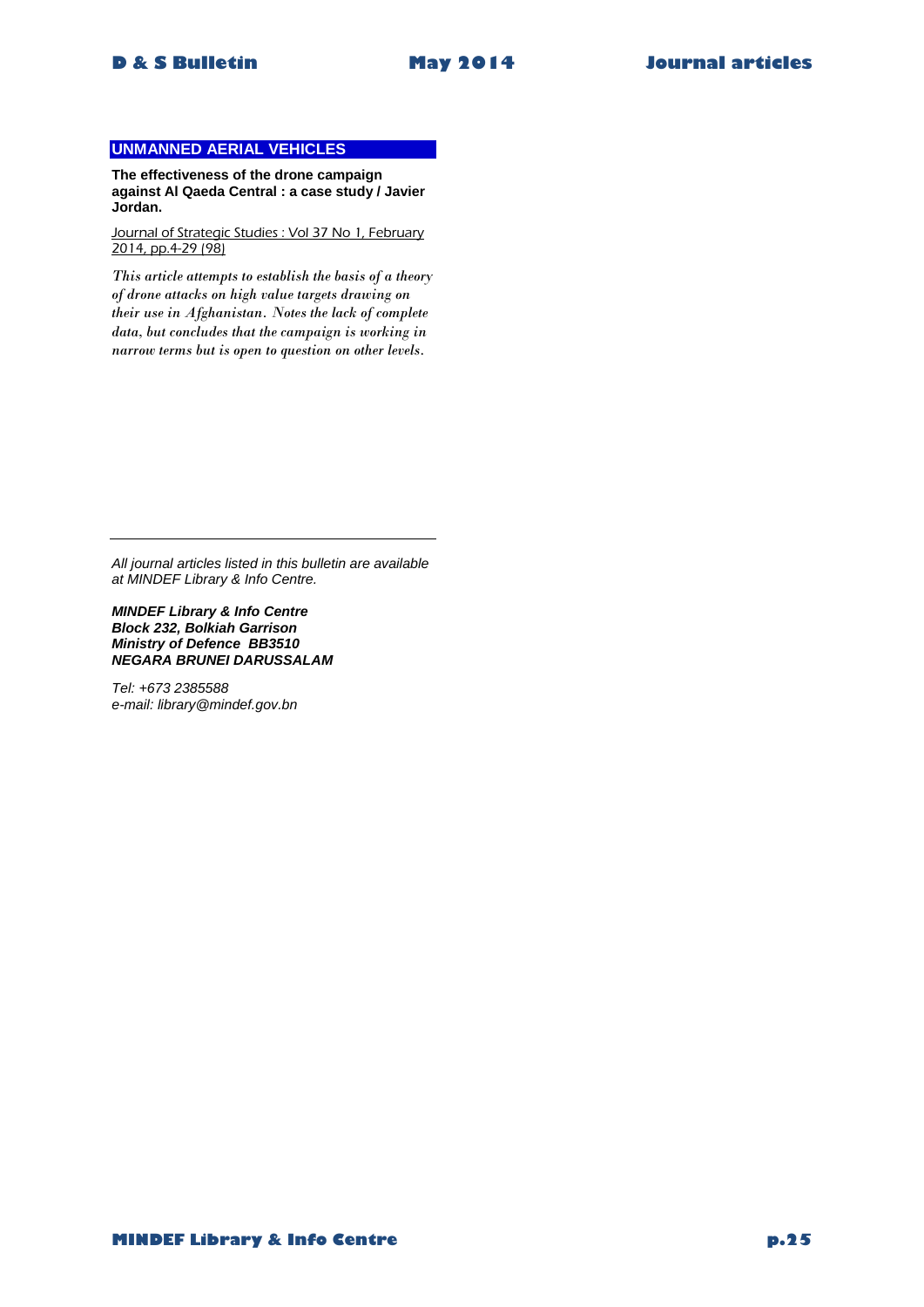## UNMANNED AERIAL VEHICLES

**The effectiveness of the drone campaign against Al Qaeda Central : a case study / Javier Jordan.**

Journal of Strategic Studies : Vol 37 No 1, February 2014, pp.4-29 (98)

*This article attempts to establish the basis of a theory of drone attacks on high value targets drawing on their use in Afghanistan. Notes the lack of complete data, but concludes that the campaign is working in narrow terms but is open to question on other levels.*

---

*All journal articles listed in this bulletin are available at MINDEF Library & Info Centre.*

***MINDEF Library & Info Centre***
***Block 232, Bolkiah Garrison***
***Ministry of Defence BB3510***
***NEGARA BRUNEI DARUSSALAM***

*Tel: +673 2385588*
*e-mail: library@mindef.gov.bn*